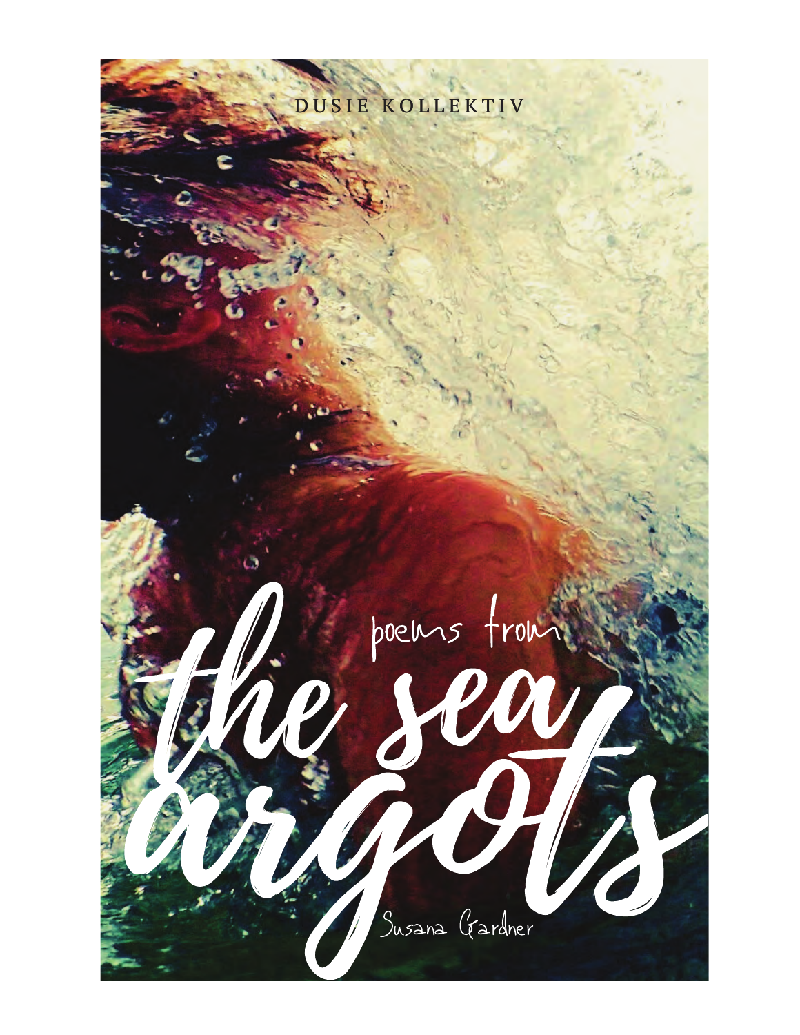DUSIE KOLLEKTIV

# poems from the sea argots

Susana Gardner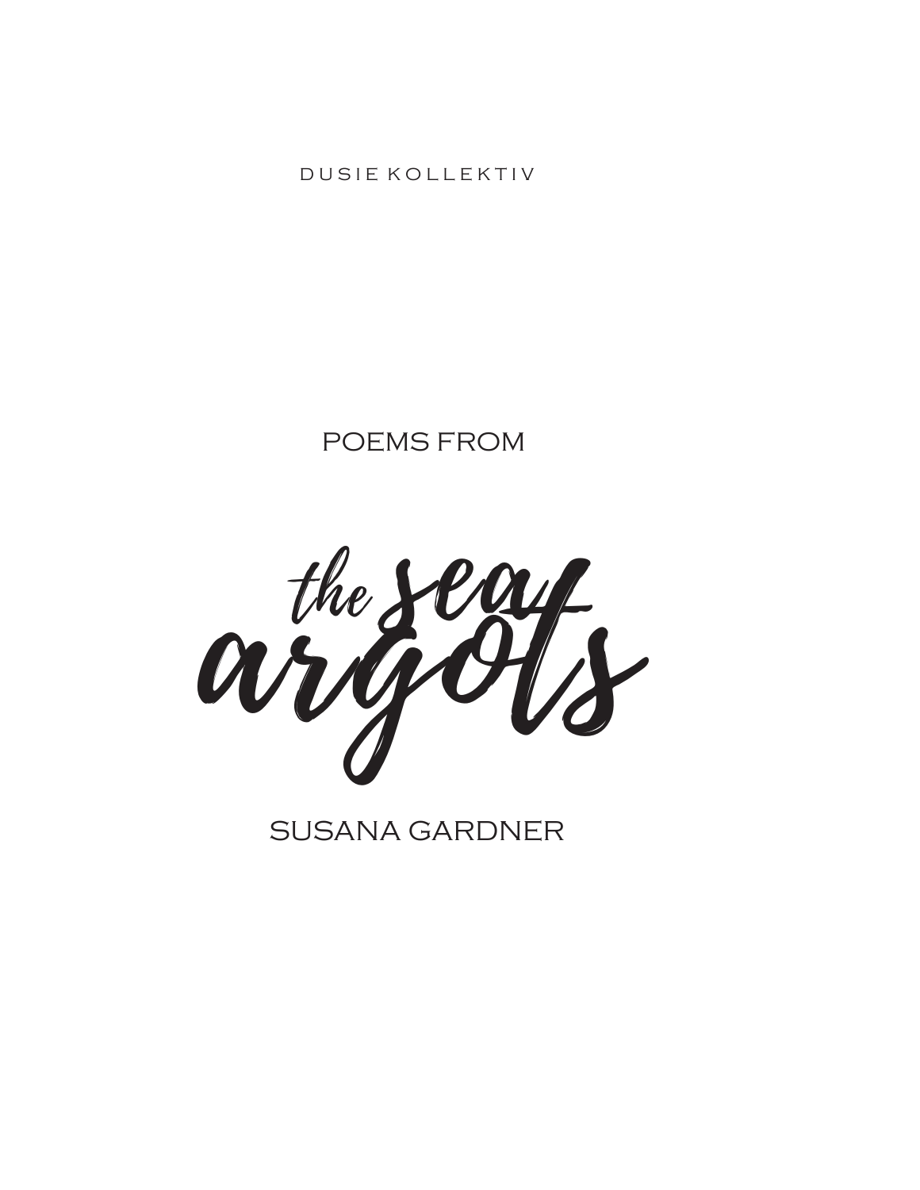DUSIE KOLLEKTIV

POEMS FROM

# *the sea argots*

SUSANA GARDNER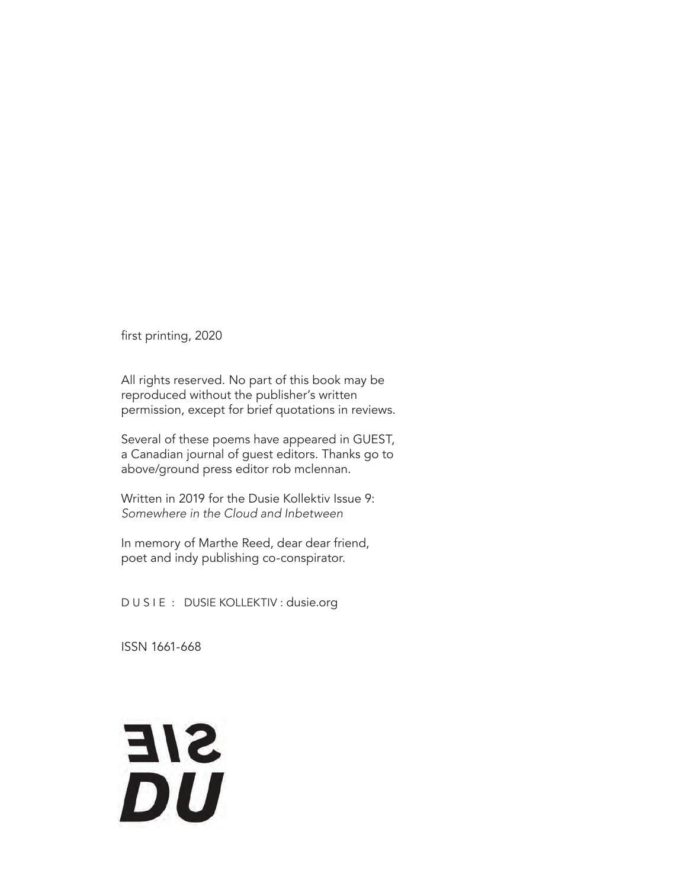first printing, 2020

All rights reserved. No part of this book may be reproduced without the publisher's written permission, except for brief quotations in reviews.

Several of these poems have appeared in GUEST, a Canadian journal of guest editors. Thanks go to above/ground press editor rob mclennan.

Written in 2019 for the Dusie Kollektiv Issue 9: *Somewhere in the Cloud and Inbetween*

In memory of Marthe Reed, dear dear friend, poet and indy publishing co-conspirator.

D U S I E : DUSIE KOLLEKTIV : dusie.org

ISSN 1661-668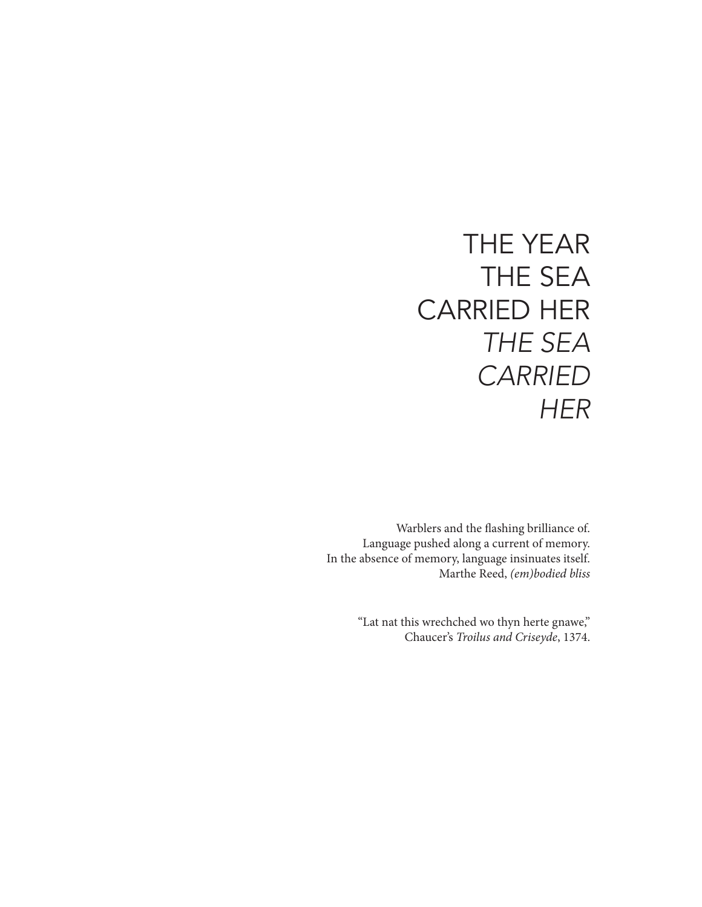# THE YEAR THE SEA CARRIED HER *THE SEA CARRIED HER*

Warblers and the flashing brilliance of.
Language pushed along a current of memory.
In the absence of memory, language insinuates itself.
Marthe Reed, *(em)bodied bliss*

"Lat nat this wrechched wo thyn herte gnawe,"
Chaucer's *Troilus and Criseyde*, 1374.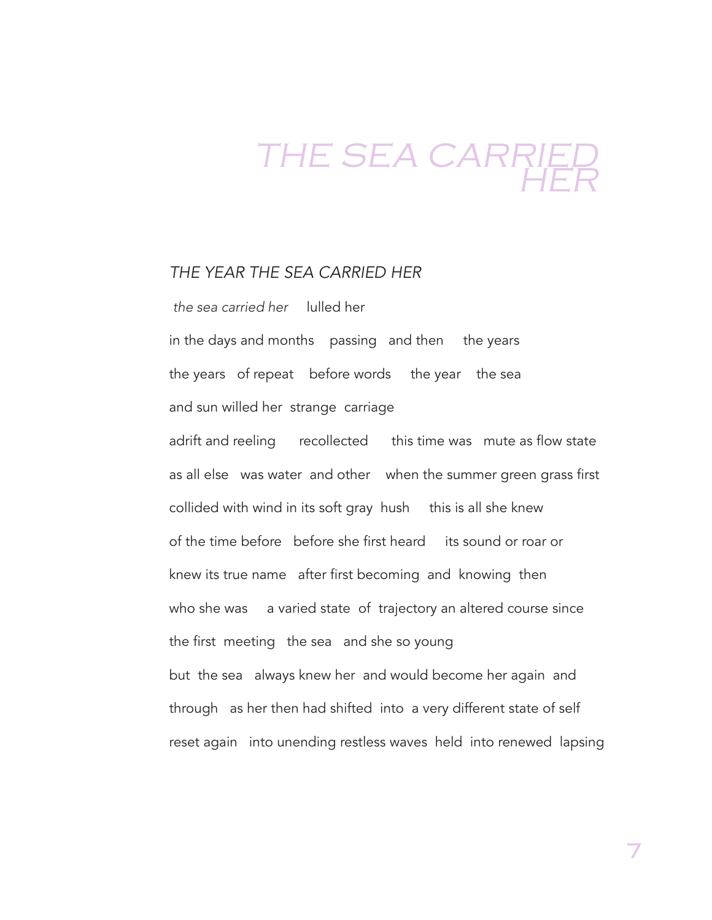# *THE SEA CARRIED HER*

## *THE YEAR THE SEA CARRIED HER*

*the sea carried her*     lulled her

in the days and months    passing   and then     the years

the years   of repeat    before words     the year    the sea

and sun willed her  strange  carriage

adrift and reeling      recollected      this time was   mute as flow state

as all else   was water  and other    when the summer green grass first

collided with wind in its soft gray  hush     this is all she knew

of the time before   before she first heard     its sound or roar or

knew its true name   after first becoming  and  knowing  then

who she was     a varied state  of  trajectory an altered course since

the first  meeting   the sea   and she so young

but  the sea   always knew her  and would become her again  and

through   as her then had shifted  into  a very different state of self

reset again   into unending restless waves  held  into renewed  lapsing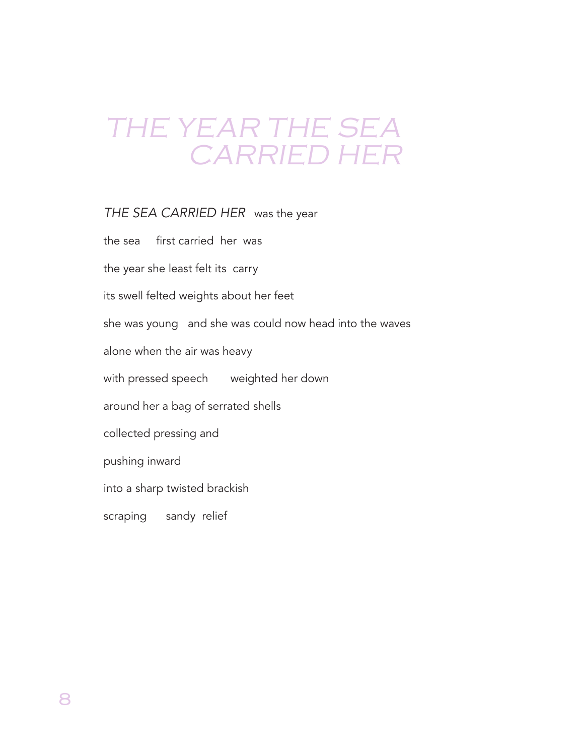# *THE YEAR THE SEA CARRIED HER*

*THE SEA CARRIED HER* was the year

the sea first carried her was

the year she least felt its carry

its swell felted weights about her feet

she was young and she was could now head into the waves

alone when the air was heavy

with pressed speech weighted her down

around her a bag of serrated shells

collected pressing and

pushing inward

into a sharp twisted brackish

scraping sandy relief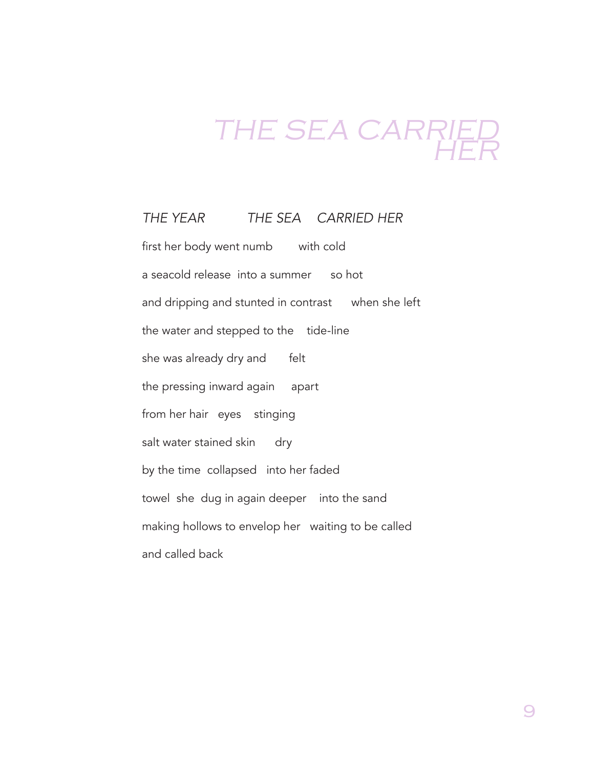# THE SEA CARRIED HER

*THE YEAR          THE SEA    CARRIED HER*

first her body went numb        with cold

a seacold release  into a summer      so hot

and dripping and stunted in contrast      when she left

the water and stepped to the    tide-line

she was already dry and       felt

the pressing inward again     apart

from her hair   eyes    stinging

salt water stained skin      dry

by the time  collapsed   into her faded

towel  she  dug in again deeper    into the sand

making hollows to envelop her   waiting to be called

and called back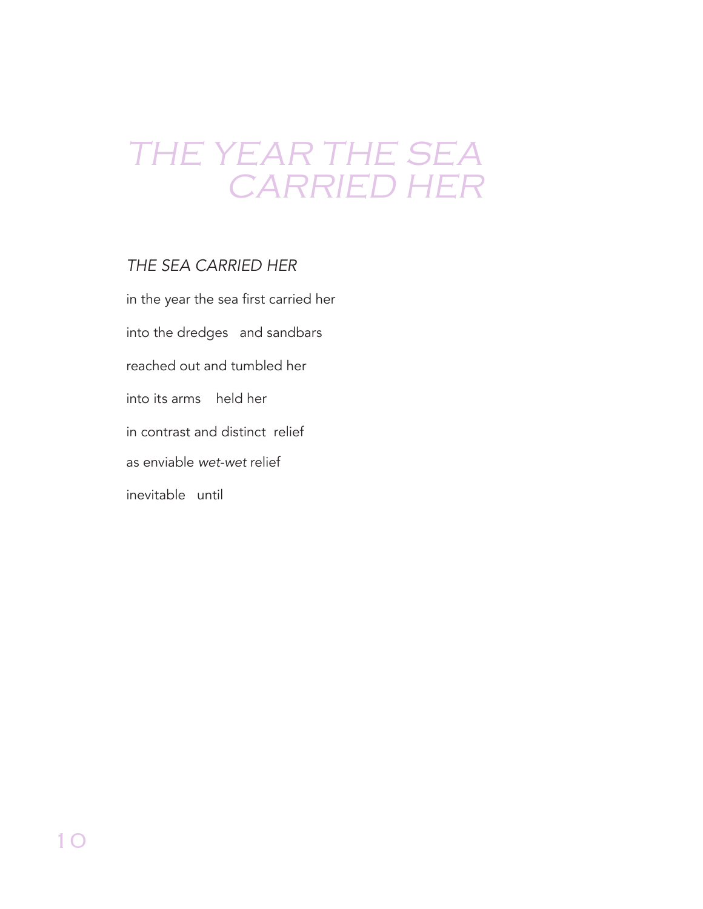# *THE YEAR THE SEA CARRIED HER*

*THE SEA CARRIED HER*

in the year the sea first carried her

into the dredges   and sandbars

reached out and tumbled her

into its arms    held her

in contrast and distinct  relief

as enviable *wet-wet* relief

inevitable   until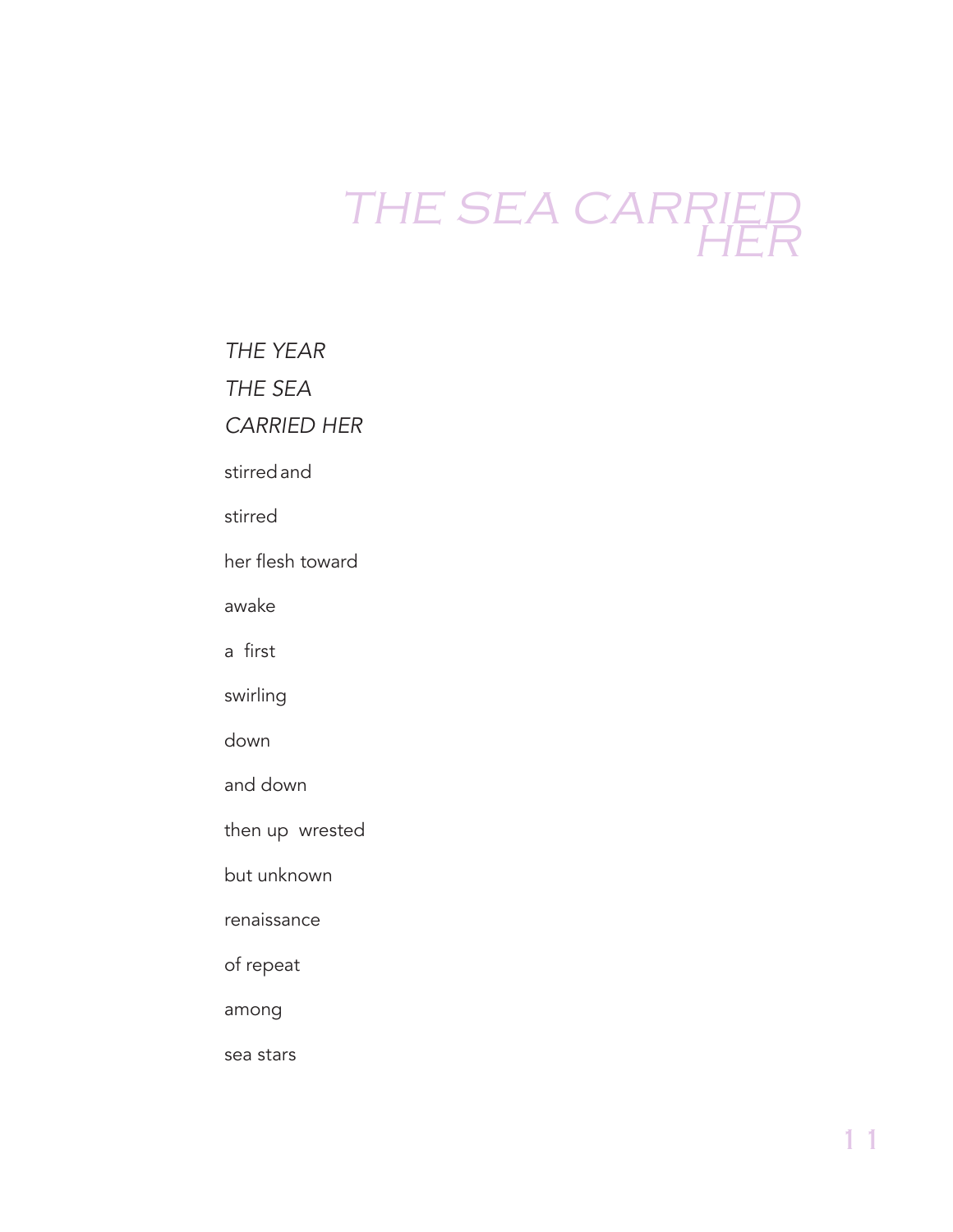# *THE SEA CARRIED HER*

*THE YEAR*

*THE SEA*

*CARRIED HER*

stirred and

stirred

her flesh toward

awake

a first

swirling

down

and down

then up wrested

but unknown

renaissance

of repeat

among

sea stars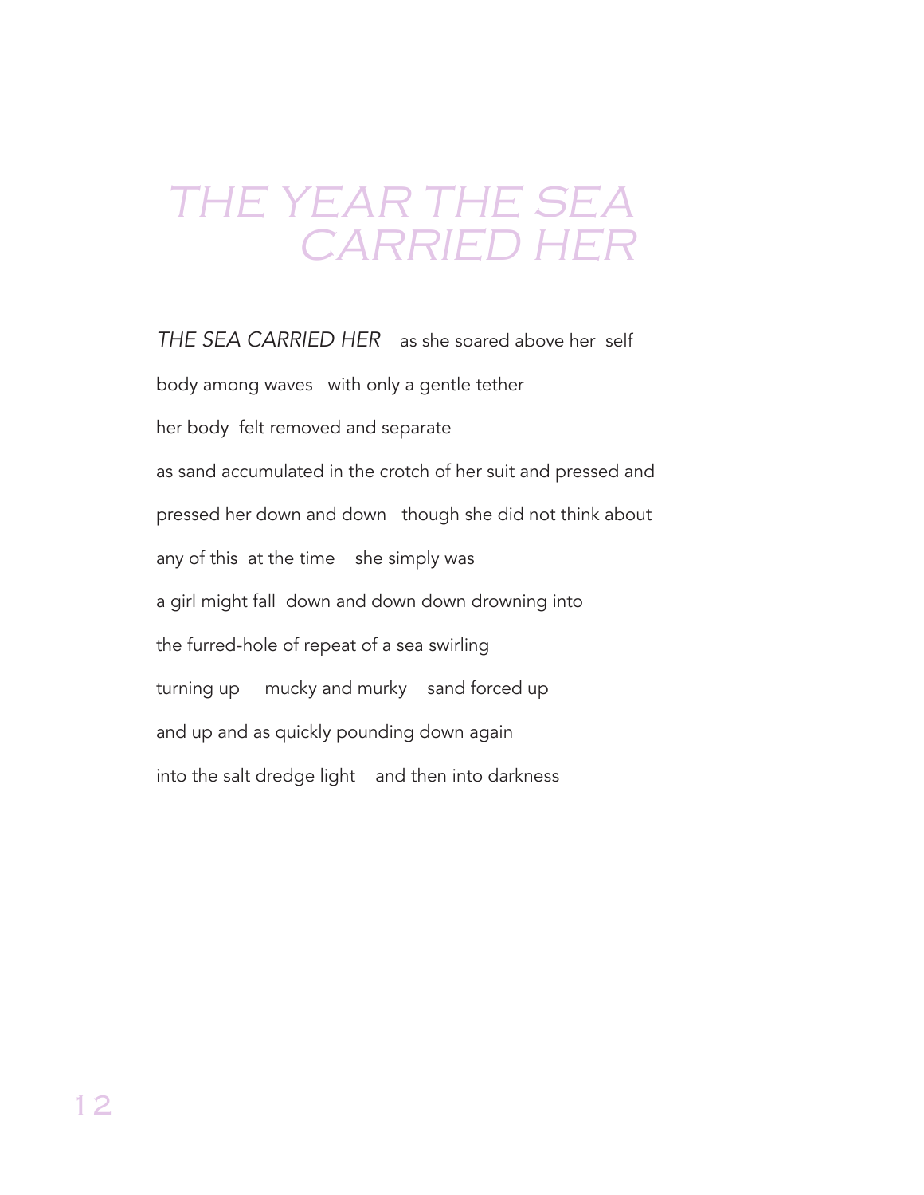# *THE YEAR THE SEA CARRIED HER*

*THE SEA CARRIED HER*    as she soared above her  self

body among waves   with only a gentle tether

her body  felt removed and separate

as sand accumulated in the crotch of her suit and pressed and

pressed her down and down   though she did not think about

any of this  at the time    she simply was

a girl might fall  down and down down drowning into

the furred-hole of repeat of a sea swirling

turning up     mucky and murky    sand forced up

and up and as quickly pounding down again

into the salt dredge light    and then into darkness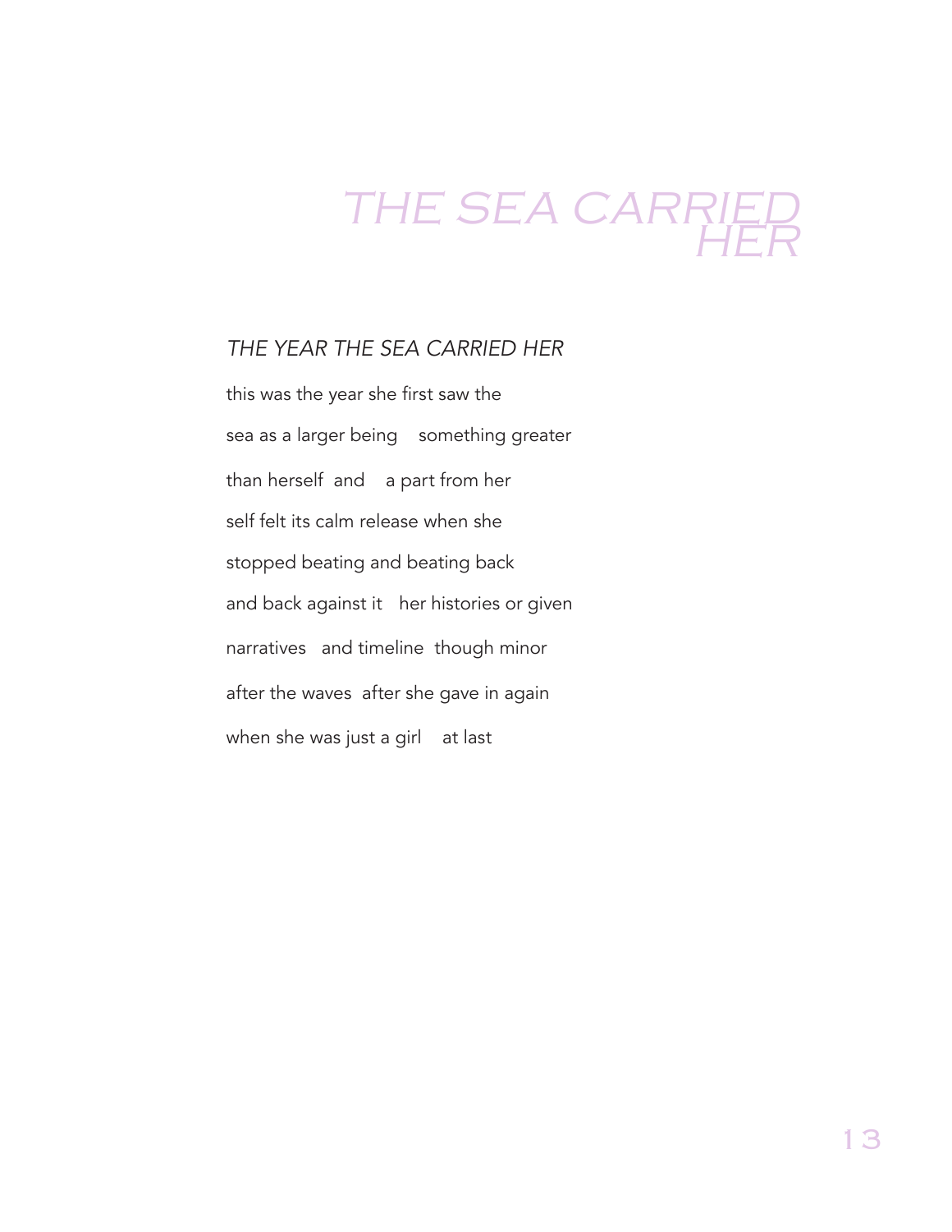# THE SEA CARRIED HER

*THE YEAR THE SEA CARRIED HER*

this was the year she first saw the

sea as a larger being    something greater

than herself  and    a part from her

self felt its calm release when she

stopped beating and beating back

and back against it    her histories or given

narratives   and timeline  though minor

after the waves  after she gave in again

when she was just a girl    at last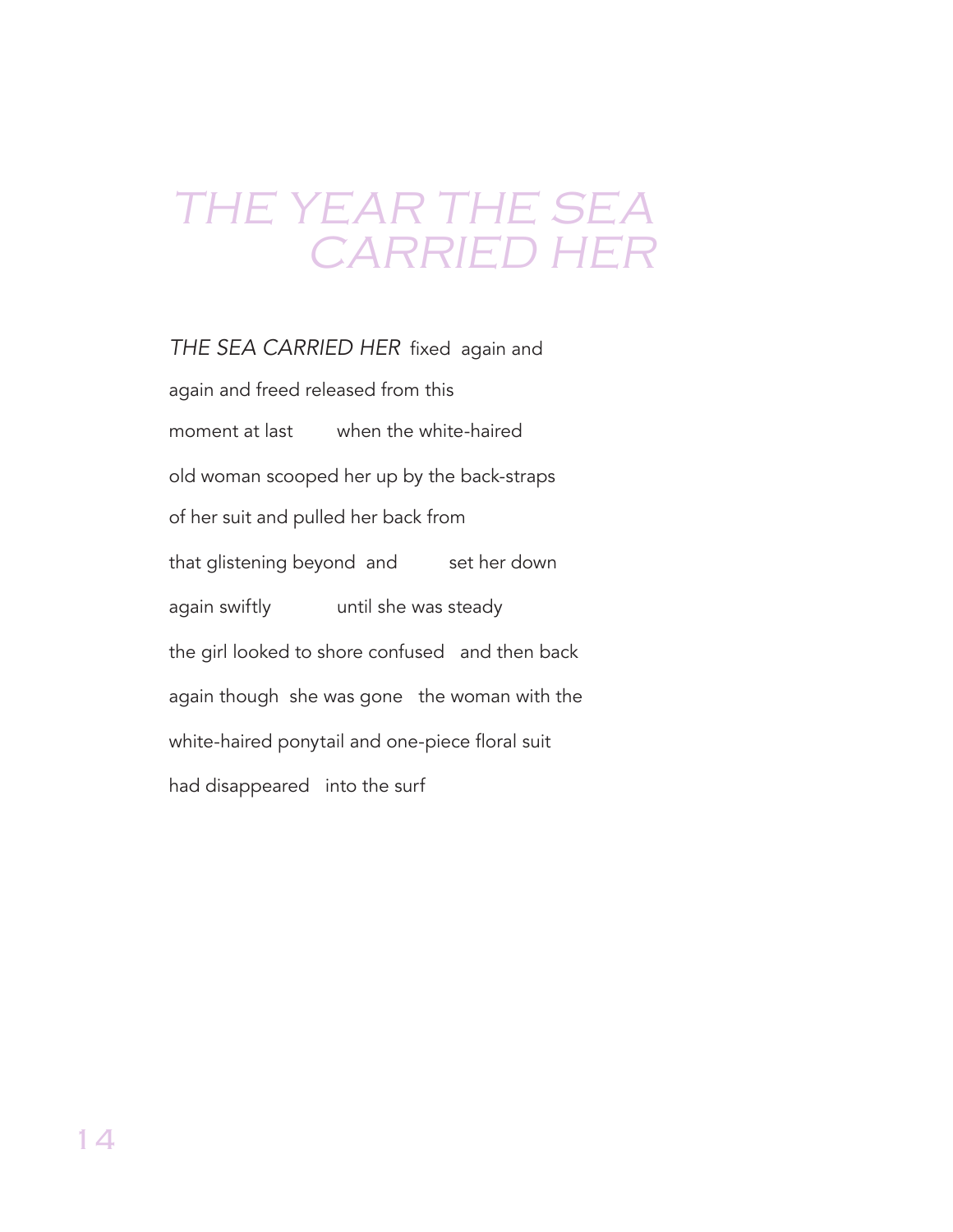# THE YEAR THE SEA CARRIED HER

*THE SEA CARRIED HER* fixed again and

again and freed released from this

moment at last when the white-haired

old woman scooped her up by the back-straps

of her suit and pulled her back from

that glistening beyond and set her down

again swiftly until she was steady

the girl looked to shore confused and then back

again though she was gone the woman with the

white-haired ponytail and one-piece floral suit

had disappeared into the surf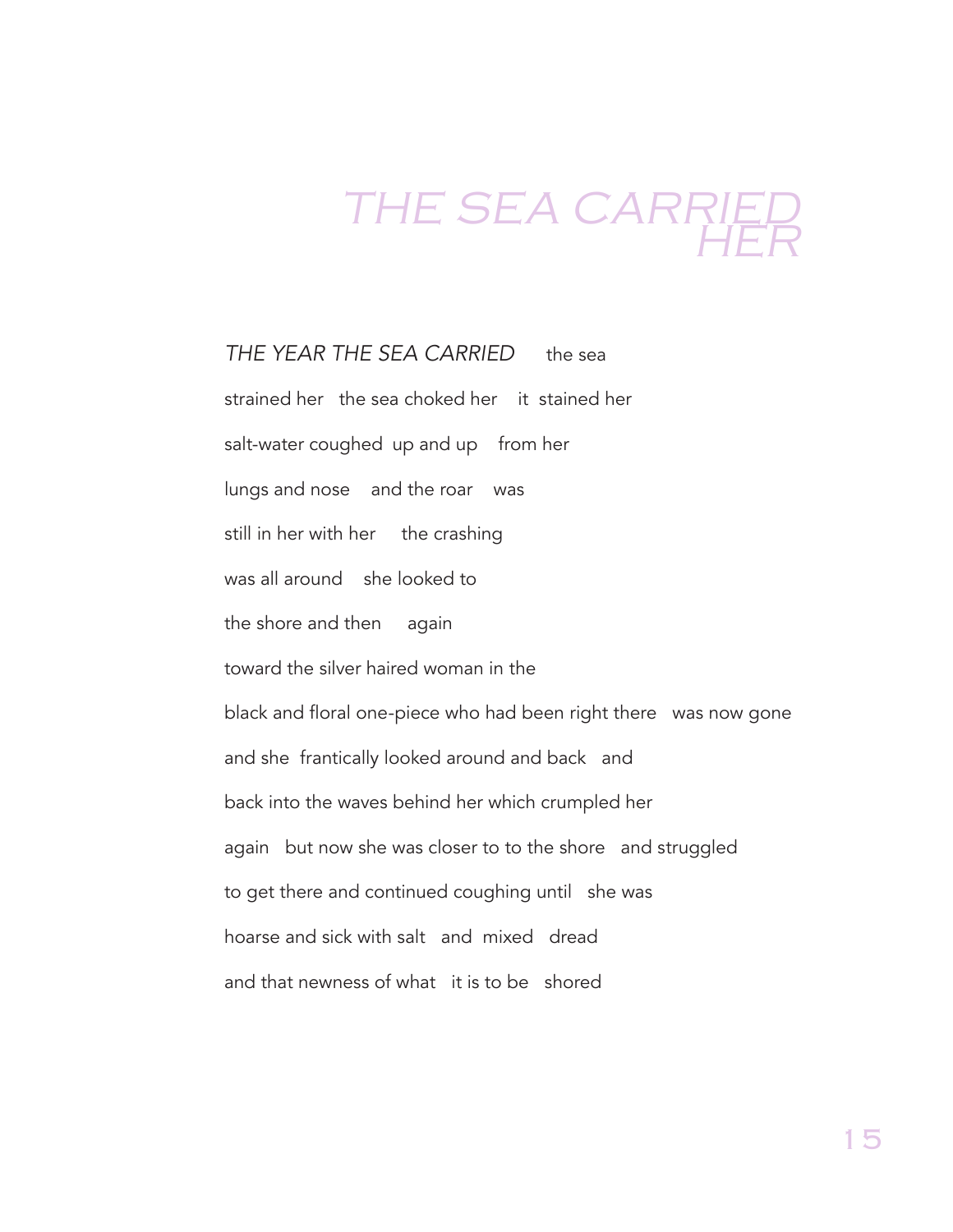# THE SEA CARRIED HER

*THE YEAR THE SEA CARRIED*     the sea

strained her   the sea choked her    it  stained her

salt-water coughed  up and up    from her

lungs and nose    and the roar    was

still in her with her     the crashing

was all around    she looked to

the shore and then     again

toward the silver haired woman in the

black and floral one-piece who had been right there   was now gone

and she  frantically looked around and back   and

back into the waves behind her which crumpled her

again   but now she was closer to to the shore   and struggled

to get there and continued coughing until   she was

hoarse and sick with salt   and  mixed   dread

and that newness of what   it is to be   shored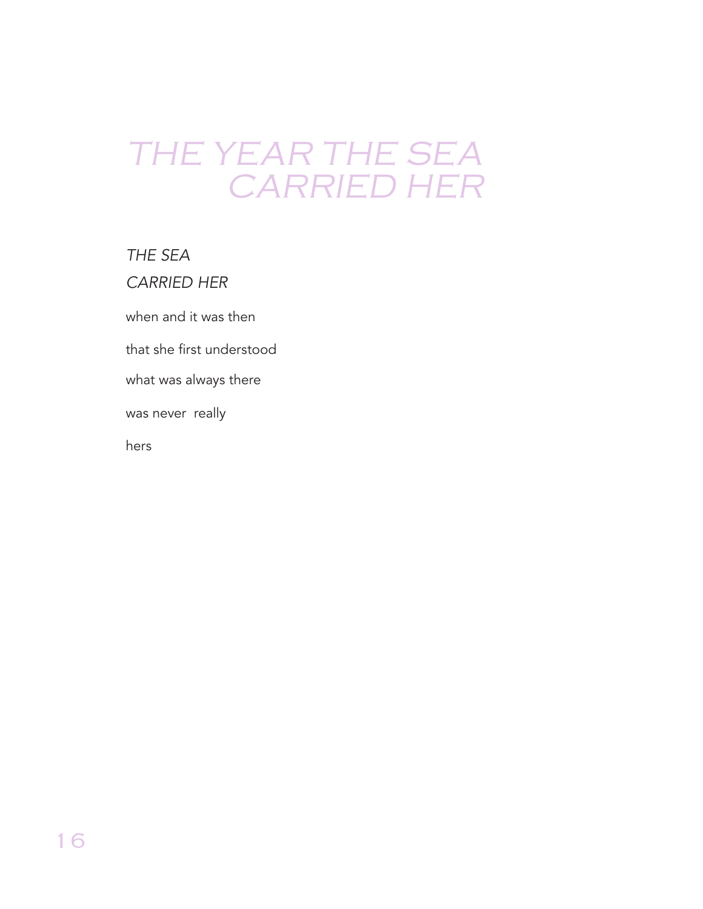# THE YEAR THE SEA CARRIED HER

*THE SEA*

*CARRIED HER*

when and it was then

that she first understood

what was always there

was never really

hers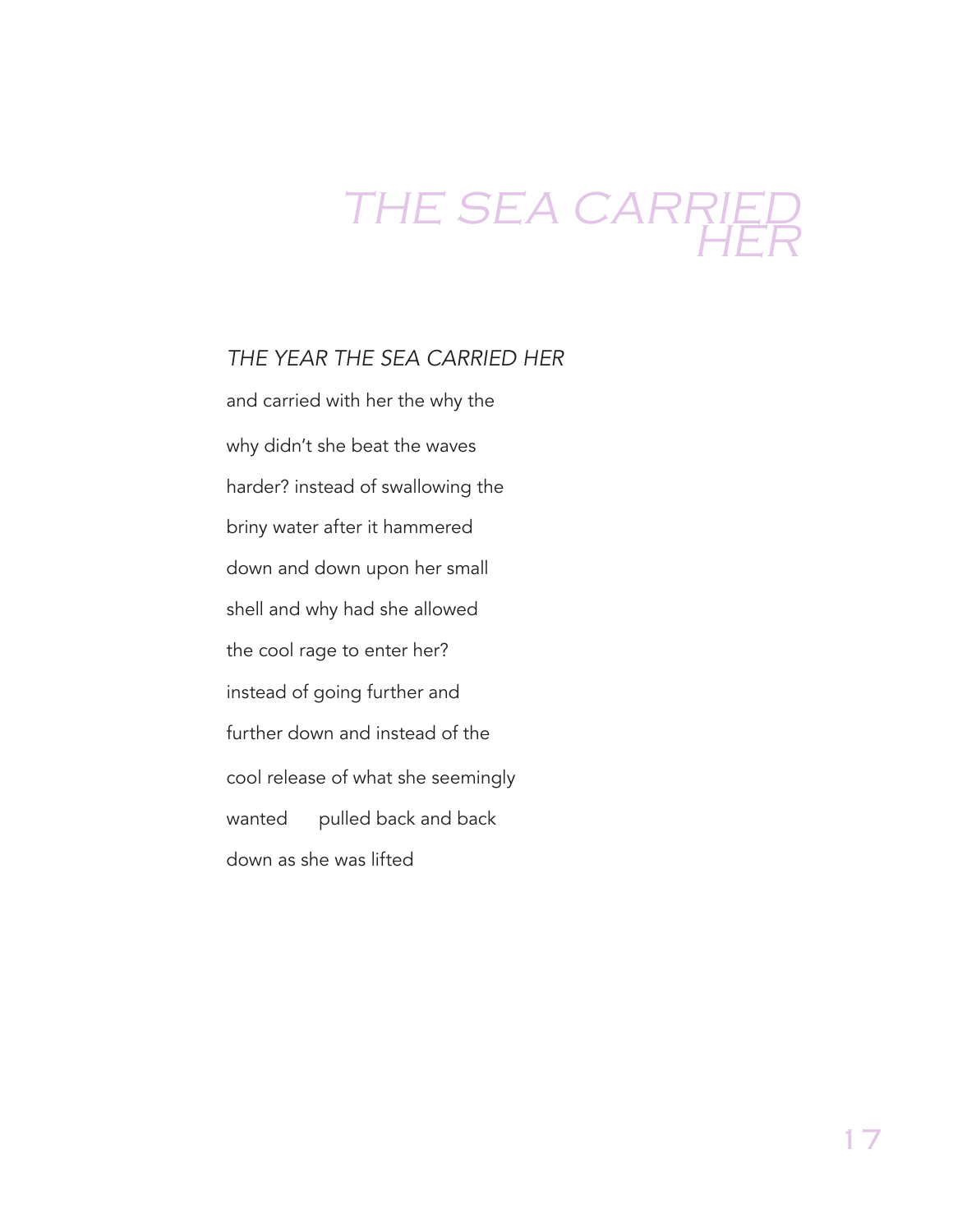# THE SEA CARRIED HER

*THE YEAR THE SEA CARRIED HER*

and carried with her the why the

why didn't she beat the waves

harder? instead of swallowing the

briny water after it hammered

down and down upon her small

shell and why had she allowed

the cool rage to enter her?

instead of going further and

further down and instead of the

cool release of what she seemingly

wanted      pulled back and back

down as she was lifted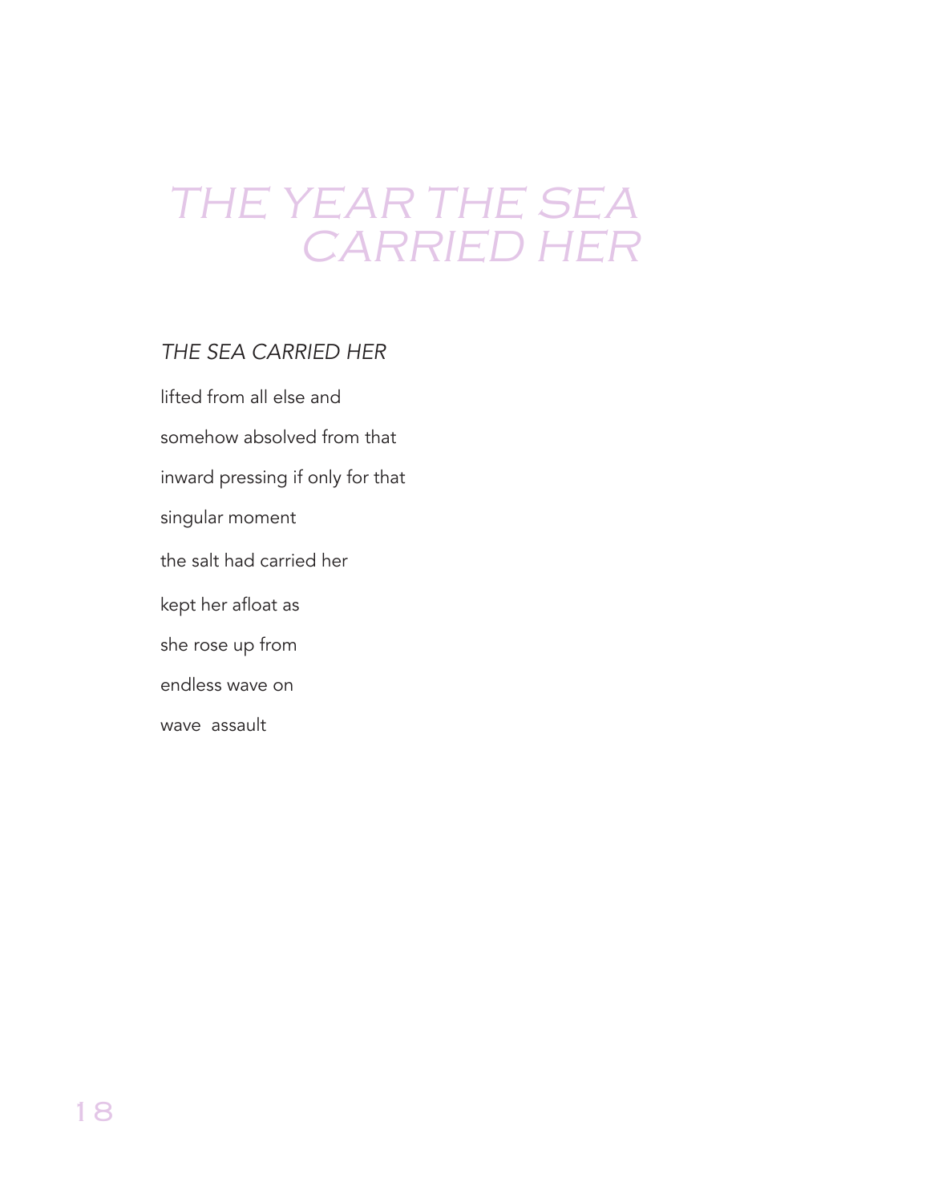# *THE YEAR THE SEA CARRIED HER*

## *THE SEA CARRIED HER*

lifted from all else and

somehow absolved from that

inward pressing if only for that

singular moment

the salt had carried her

kept her afloat as

she rose up from

endless wave on

wave  assault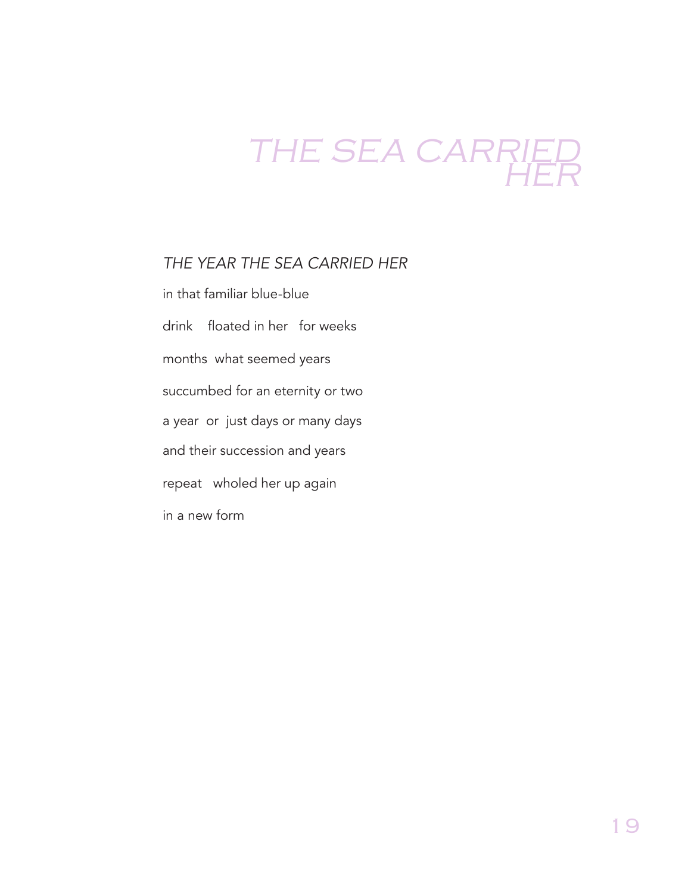# *THE SEA CARRIED HER*

*THE YEAR THE SEA CARRIED HER*

in that familiar blue-blue

drink    floated in her   for weeks

months  what seemed years

succumbed for an eternity or two

a year  or  just days or many days

and their succession and years

repeat   wholed her up again

in a new form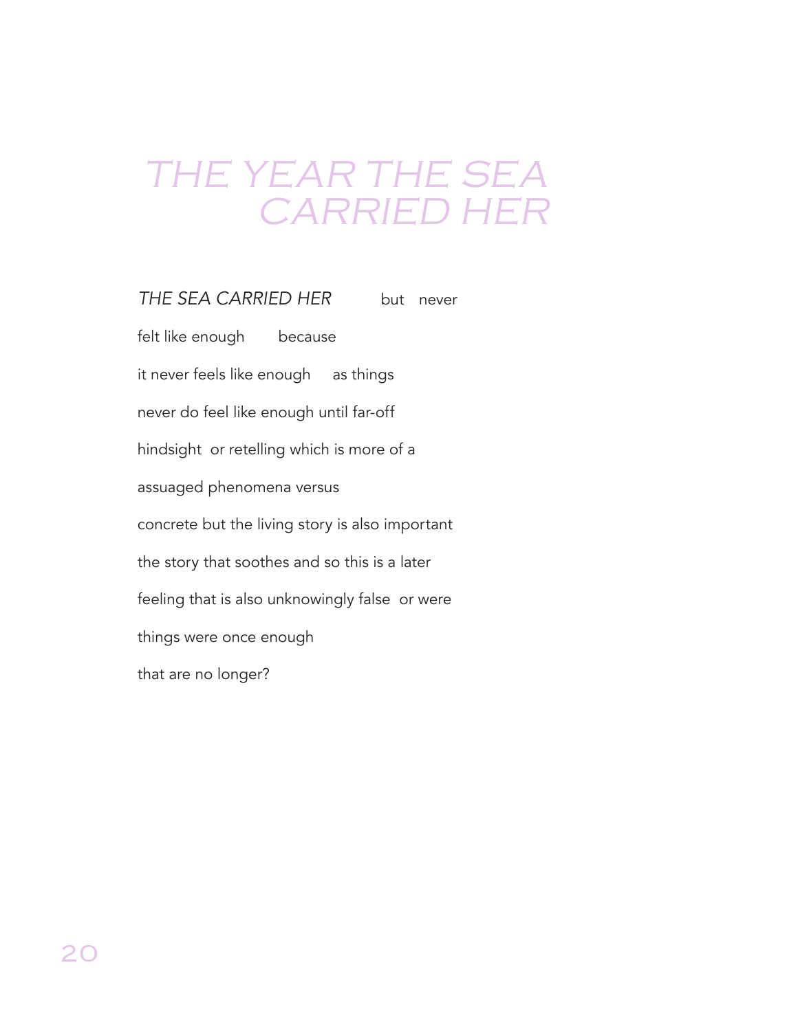# *THE YEAR THE SEA CARRIED HER*

*THE SEA CARRIED HER* but never

felt like enough because

it never feels like enough as things

never do feel like enough until far-off

hindsight or retelling which is more of a

assuaged phenomena versus

concrete but the living story is also important

the story that soothes and so this is a later

feeling that is also unknowingly false or were

things were once enough

that are no longer?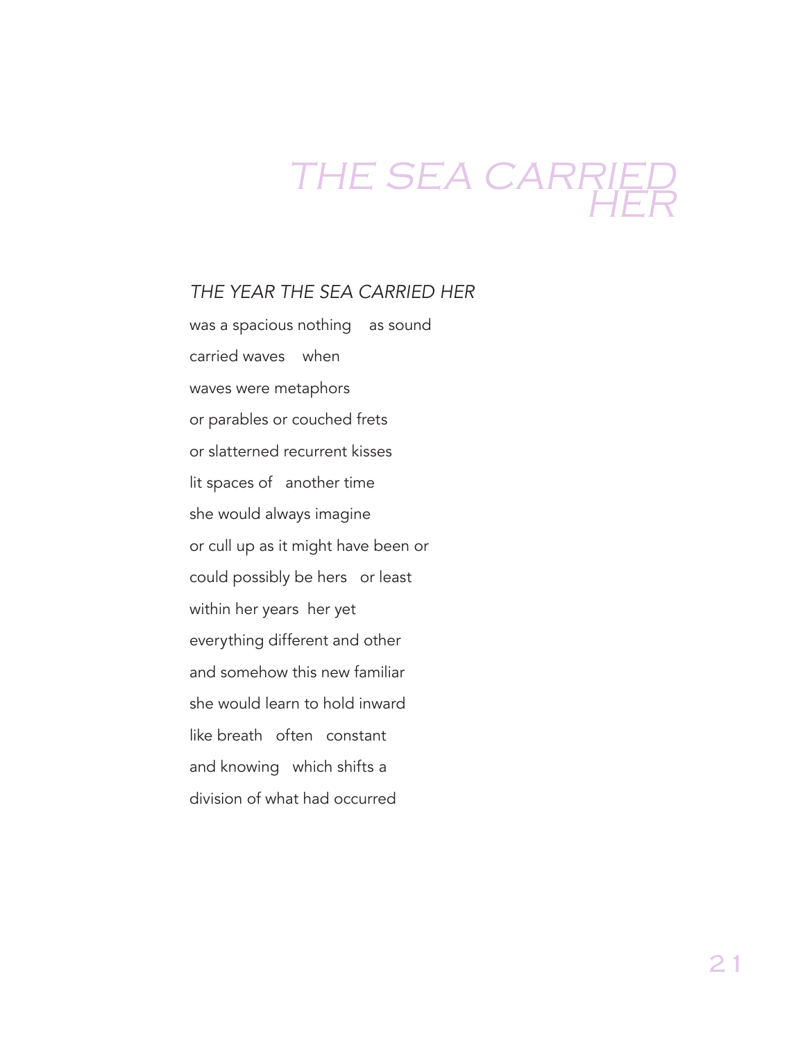# THE SEA CARRIED HER

*THE YEAR THE SEA CARRIED HER*

was a spacious nothing    as sound

carried waves    when

waves were metaphors

or parables or couched frets

or slatterned recurrent kisses

lit spaces of    another time

she would always imagine

or cull up as it might have been or

could possibly be hers    or least

within her years   her yet

everything different and other

and somehow this new familiar

she would learn to hold inward

like breath    often    constant

and knowing    which shifts a

division of what had occurred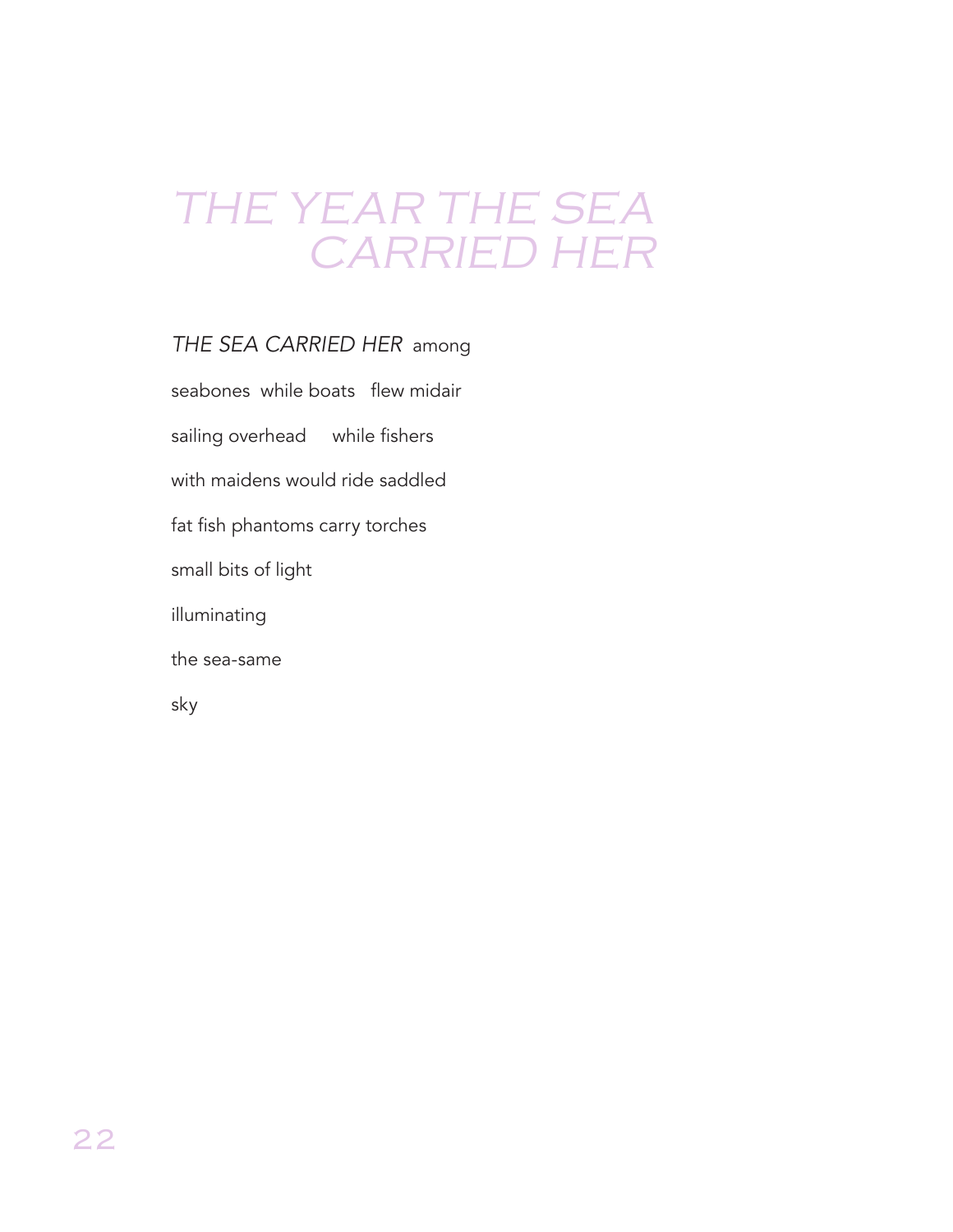# *THE YEAR THE SEA CARRIED HER*

*THE SEA CARRIED HER* among

seabones while boats flew midair

sailing overhead while fishers

with maidens would ride saddled

fat fish phantoms carry torches

small bits of light

illuminating

the sea-same

sky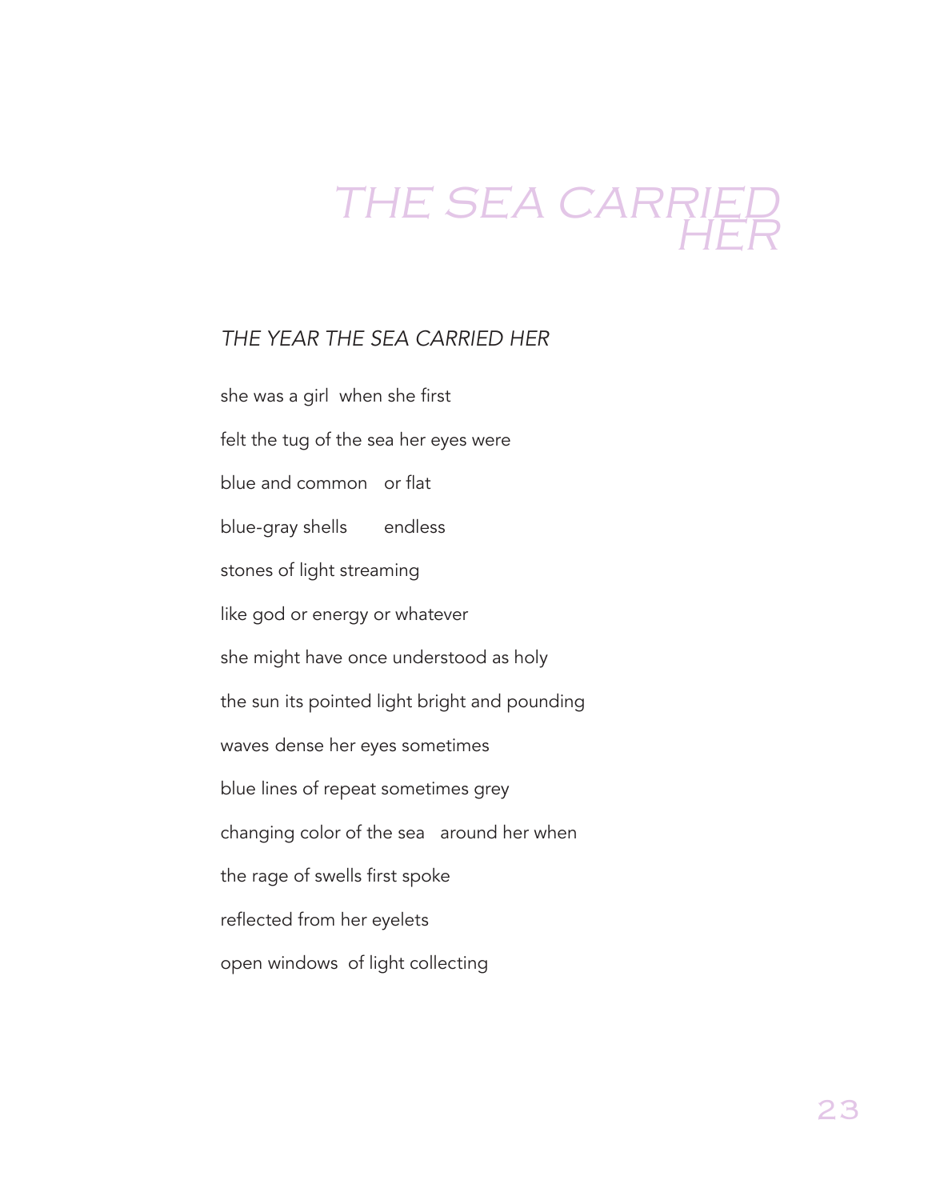# THE SEA CARRIED HER

## *THE YEAR THE SEA CARRIED HER*

she was a girl  when she first

felt the tug of the sea her eyes were

blue and common   or flat

blue-gray shells       endless

stones of light streaming

like god or energy or whatever

she might have once understood as holy

the sun its pointed light bright and pounding

waves dense her eyes sometimes

blue lines of repeat sometimes grey

changing color of the sea   around her when

the rage of swells first spoke

reflected from her eyelets

open windows  of light collecting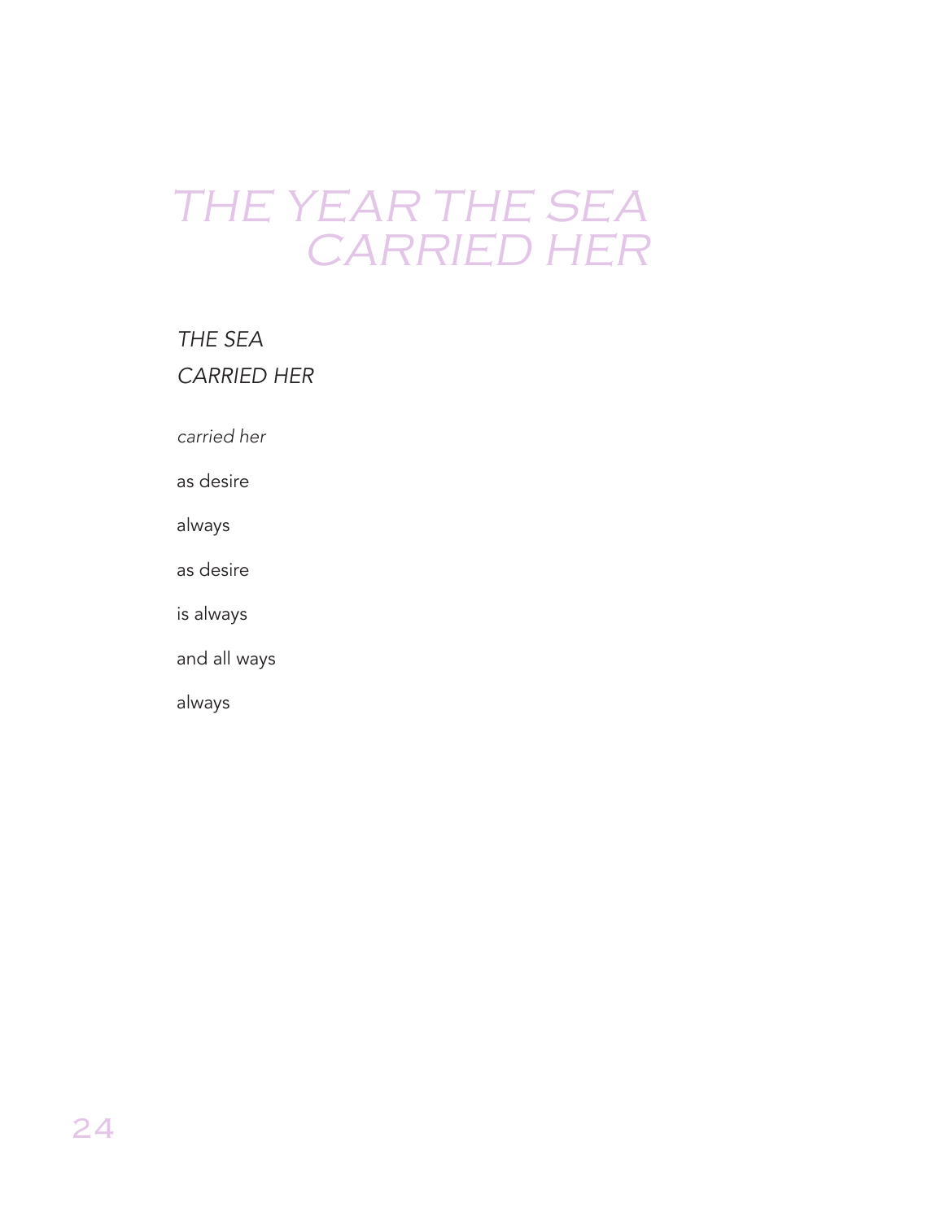# *THE YEAR THE SEA CARRIED HER*

*THE SEA*

*CARRIED HER*

*carried her*

as desire

always

as desire

is always

and all ways

always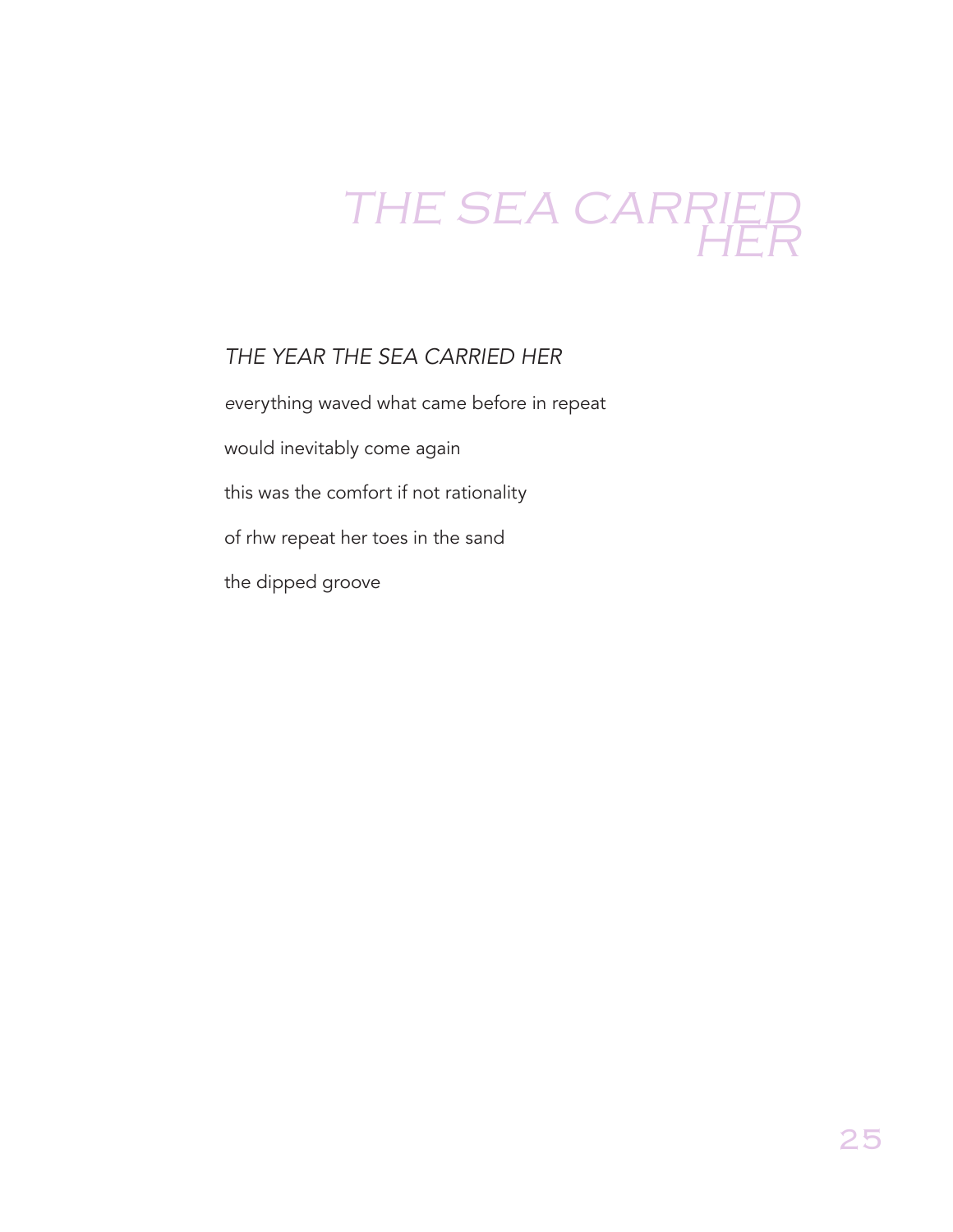# *THE SEA CARRIED HER*

*THE YEAR THE SEA CARRIED HER*

everything waved what came before in repeat

would inevitably come again

this was the comfort if not rationality

of rhw repeat her toes in the sand

the dipped groove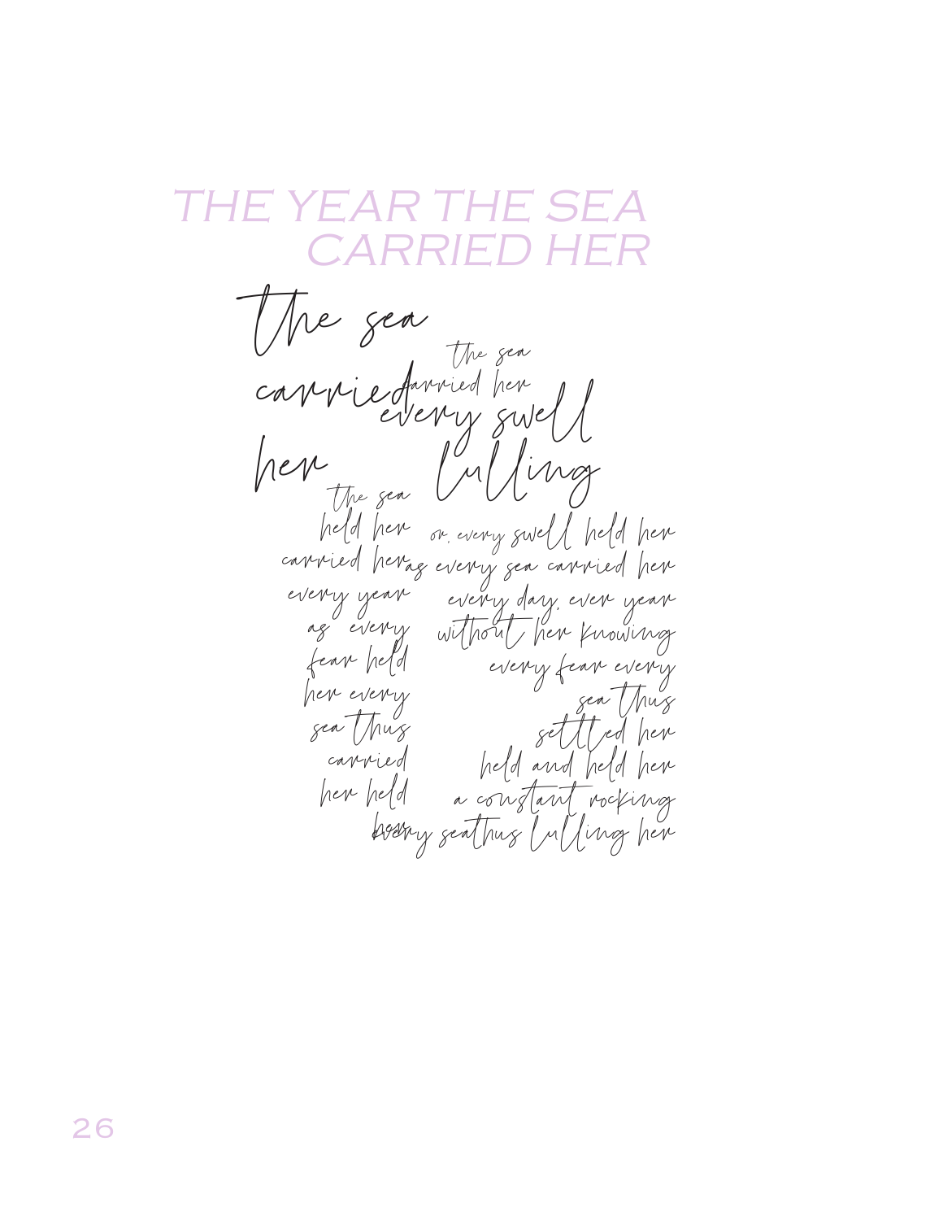# THE YEAR THE SEA CARRIED HER

the sea
carried
her

the sea
carried her
every swell
lulling

the sea
held her
carried her
every year
as every
fear held
her every
sea thus
carried
her held
her

or, every swell held her
as every sea carried her
every day, ever year
without her knowing
every fear every
sea thus
settled her
held and held her
a constant rocking
every seathus lulling her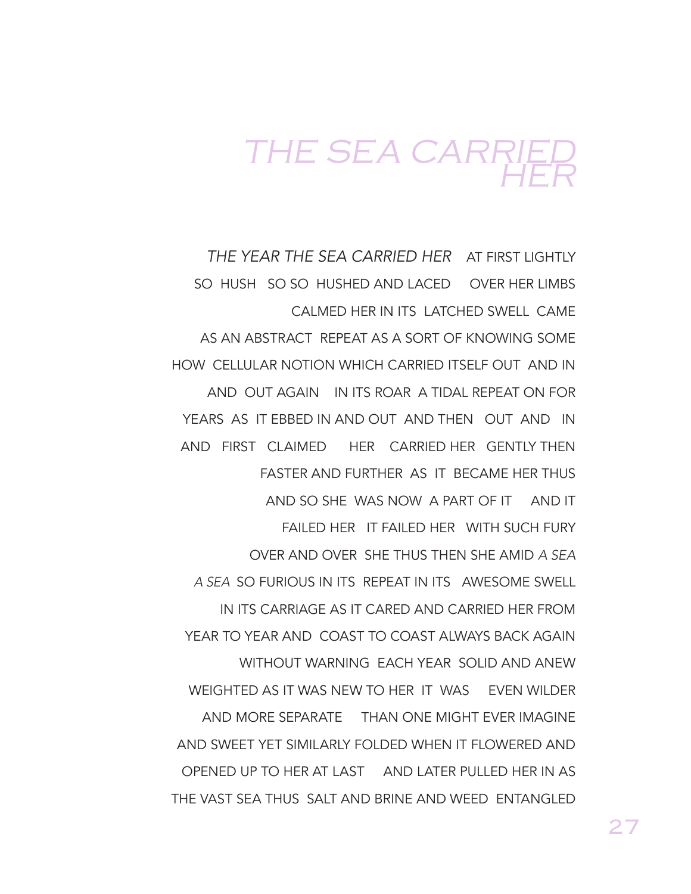# *THE SEA CARRIED HER*

*THE YEAR THE SEA CARRIED HER* AT FIRST LIGHTLY
SO HUSH SO SO HUSHED AND LACED OVER HER LIMBS
CALMED HER IN ITS LATCHED SWELL CAME
AS AN ABSTRACT REPEAT AS A SORT OF KNOWING SOME
HOW CELLULAR NOTION WHICH CARRIED ITSELF OUT AND IN
AND OUT AGAIN IN ITS ROAR A TIDAL REPEAT ON FOR
YEARS AS IT EBBED IN AND OUT AND THEN OUT AND IN
AND FIRST CLAIMED HER CARRIED HER GENTLY THEN
FASTER AND FURTHER AS IT BECAME HER THUS
AND SO SHE WAS NOW A PART OF IT AND IT
FAILED HER IT FAILED HER WITH SUCH FURY
OVER AND OVER SHE THUS THEN SHE AMID *A SEA*
*A SEA* SO FURIOUS IN ITS REPEAT IN ITS AWESOME SWELL
IN ITS CARRIAGE AS IT CARED AND CARRIED HER FROM
YEAR TO YEAR AND COAST TO COAST ALWAYS BACK AGAIN
WITHOUT WARNING EACH YEAR SOLID AND ANEW
WEIGHTED AS IT WAS NEW TO HER IT WAS EVEN WILDER
AND MORE SEPARATE THAN ONE MIGHT EVER IMAGINE
AND SWEET YET SIMILARLY FOLDED WHEN IT FLOWERED AND
OPENED UP TO HER AT LAST AND LATER PULLED HER IN AS
THE VAST SEA THUS SALT AND BRINE AND WEED ENTANGLED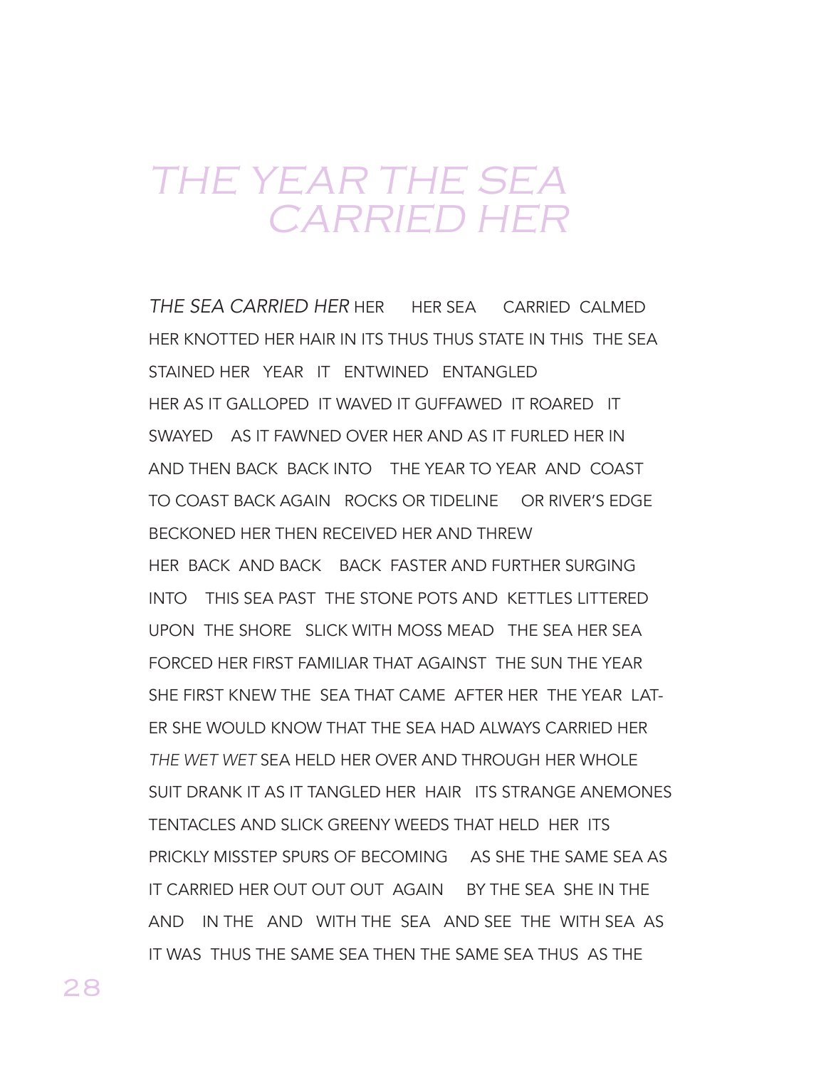# *THE YEAR THE SEA CARRIED HER*

*THE SEA CARRIED HER* HER    HER SEA    CARRIED  CALMED
HER KNOTTED HER HAIR IN ITS THUS THUS STATE IN THIS  THE SEA
STAINED HER   YEAR   IT   ENTWINED   ENTANGLED
HER AS IT GALLOPED  IT WAVED IT GUFFAWED  IT ROARED   IT
SWAYED    AS IT FAWNED OVER HER AND AS IT FURLED HER IN
AND THEN BACK  BACK INTO    THE YEAR TO YEAR  AND  COAST
TO COAST BACK AGAIN   ROCKS OR TIDELINE    OR RIVER'S EDGE
BECKONED HER THEN RECEIVED HER AND THREW
HER  BACK  AND BACK    BACK  FASTER AND FURTHER SURGING
INTO    THIS SEA PAST  THE STONE POTS AND  KETTLES LITTERED
UPON  THE SHORE   SLICK WITH MOSS MEAD   THE SEA HER SEA
FORCED HER FIRST FAMILIAR THAT AGAINST  THE SUN THE YEAR
SHE FIRST KNEW THE  SEA THAT CAME  AFTER HER  THE YEAR  LAT-
ER SHE WOULD KNOW THAT THE SEA HAD ALWAYS CARRIED HER
*THE WET WET* SEA HELD HER OVER AND THROUGH HER WHOLE
SUIT DRANK IT AS IT TANGLED HER  HAIR   ITS STRANGE ANEMONES
TENTACLES AND SLICK GREENY WEEDS THAT HELD  HER  ITS
PRICKLY MISSTEP SPURS OF BECOMING     AS SHE THE SAME SEA AS
IT CARRIED HER OUT OUT OUT  AGAIN     BY THE SEA  SHE IN THE
AND    IN THE   AND   WITH THE  SEA   AND SEE  THE  WITH SEA  AS
IT WAS  THUS THE SAME SEA THEN THE SAME SEA THUS  AS THE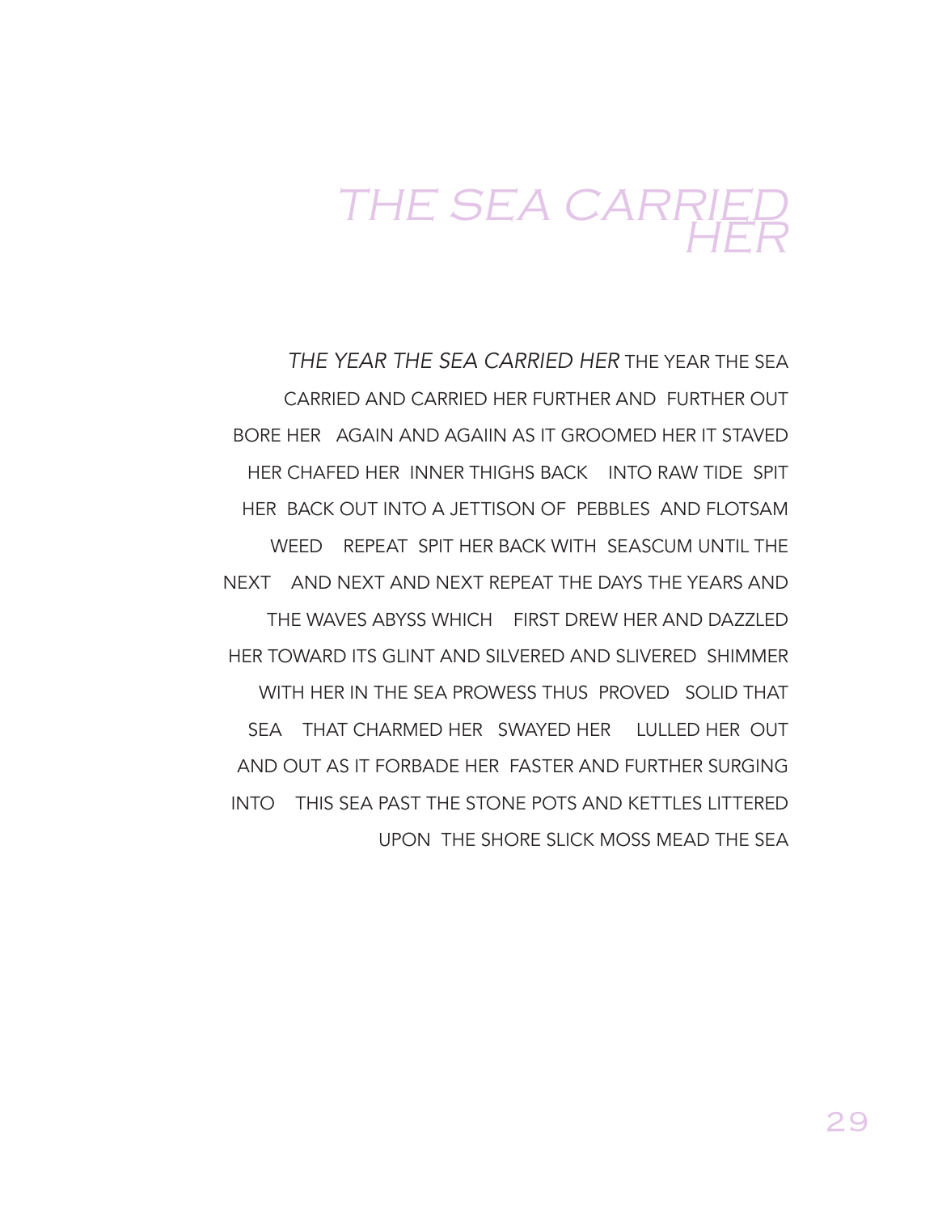# *THE SEA CARRIED HER*

*THE YEAR THE SEA CARRIED HER* THE YEAR THE SEA
CARRIED AND CARRIED HER FURTHER AND  FURTHER OUT
BORE HER   AGAIN AND AGAIIN AS IT GROOMED HER IT STAVED
HER CHAFED HER  INNER THIGHS BACK    INTO RAW TIDE  SPIT
HER  BACK OUT INTO A JETTISON OF  PEBBLES  AND FLOTSAM
WEED    REPEAT  SPIT HER BACK WITH  SEASCUM UNTIL THE
NEXT    AND NEXT AND NEXT REPEAT THE DAYS THE YEARS AND
THE WAVES ABYSS WHICH    FIRST DREW HER AND DAZZLED
HER TOWARD ITS GLINT AND SILVERED AND SLIVERED  SHIMMER
WITH HER IN THE SEA PROWESS THUS  PROVED   SOLID THAT
SEA    THAT CHARMED HER   SWAYED HER     LULLED HER  OUT
AND OUT AS IT FORBADE HER  FASTER AND FURTHER SURGING
INTO    THIS SEA PAST THE STONE POTS AND KETTLES LITTERED
UPON  THE SHORE SLICK MOSS MEAD THE SEA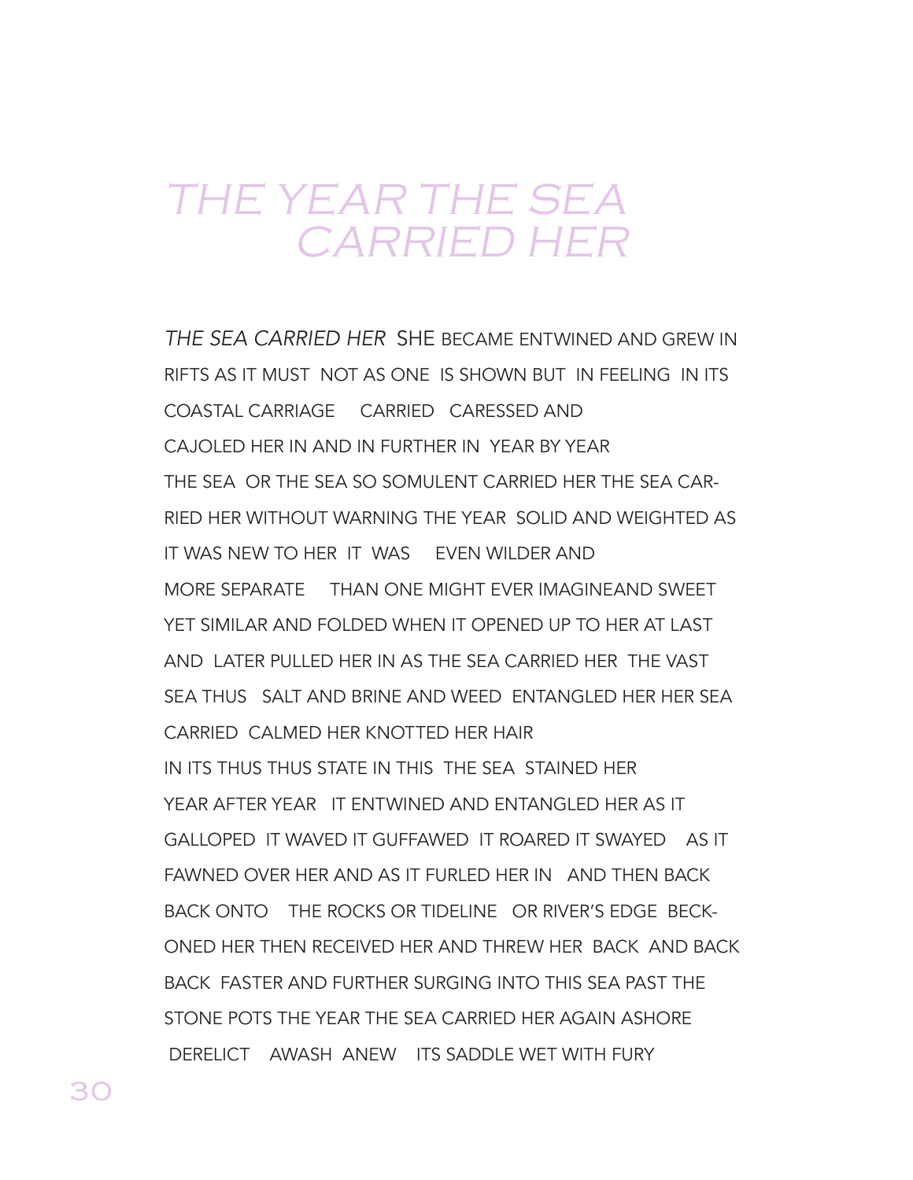# *THE YEAR THE SEA CARRIED HER*

*THE SEA CARRIED HER* SHE BECAME ENTWINED AND GREW IN RIFTS AS IT MUST NOT AS ONE IS SHOWN BUT IN FEELING IN ITS COASTAL CARRIAGE CARRIED CARESSED AND
CAJOLED HER IN AND IN FURTHER IN YEAR BY YEAR
THE SEA OR THE SEA SO SOMULENT CARRIED HER THE SEA CAR-RIED HER WITHOUT WARNING THE YEAR SOLID AND WEIGHTED AS IT WAS NEW TO HER IT WAS EVEN WILDER AND
MORE SEPARATE THAN ONE MIGHT EVER IMAGINEAND SWEET YET SIMILAR AND FOLDED WHEN IT OPENED UP TO HER AT LAST AND LATER PULLED HER IN AS THE SEA CARRIED HER THE VAST SEA THUS SALT AND BRINE AND WEED ENTANGLED HER HER SEA CARRIED CALMED HER KNOTTED HER HAIR
IN ITS THUS THUS STATE IN THIS THE SEA STAINED HER
YEAR AFTER YEAR IT ENTWINED AND ENTANGLED HER AS IT GALLOPED IT WAVED IT GUFFAWED IT ROARED IT SWAYED AS IT FAWNED OVER HER AND AS IT FURLED HER IN AND THEN BACK BACK ONTO THE ROCKS OR TIDELINE OR RIVER'S EDGE BECK-ONED HER THEN RECEIVED HER AND THREW HER BACK AND BACK BACK FASTER AND FURTHER SURGING INTO THIS SEA PAST THE STONE POTS THE YEAR THE SEA CARRIED HER AGAIN ASHORE
DERELICT AWASH ANEW ITS SADDLE WET WITH FURY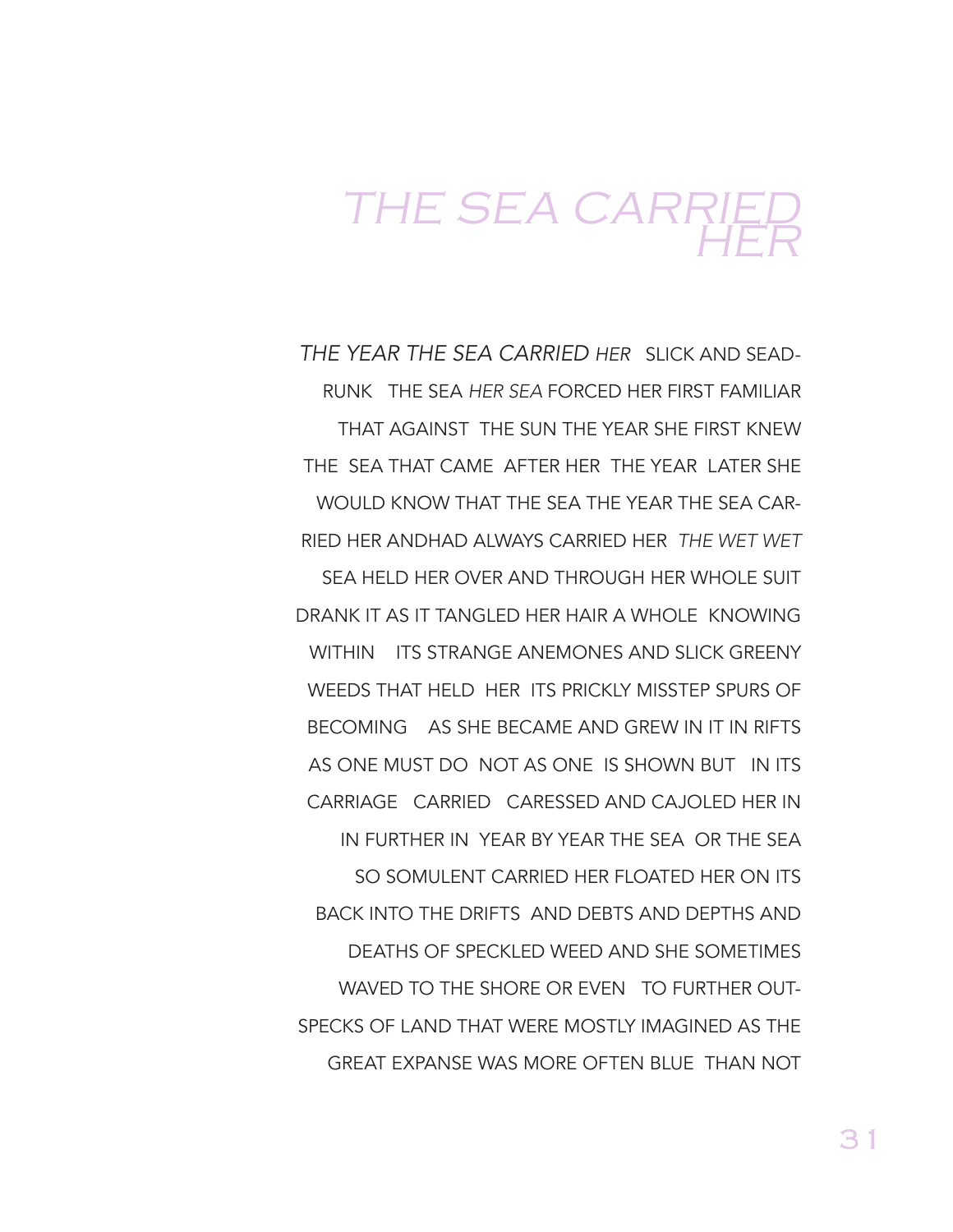# *THE SEA CARRIED HER*

*THE YEAR THE SEA CARRIED HER* SLICK AND SEAD-RUNK THE SEA *HER SEA* FORCED HER FIRST FAMILIAR THAT AGAINST THE SUN THE YEAR SHE FIRST KNEW THE SEA THAT CAME AFTER HER THE YEAR LATER SHE WOULD KNOW THAT THE SEA THE YEAR THE SEA CAR-RIED HER ANDHAD ALWAYS CARRIED HER *THE WET WET* SEA HELD HER OVER AND THROUGH HER WHOLE SUIT DRANK IT AS IT TANGLED HER HAIR A WHOLE KNOWING WITHIN ITS STRANGE ANEMONES AND SLICK GREENY WEEDS THAT HELD HER ITS PRICKLY MISSTEP SPURS OF BECOMING AS SHE BECAME AND GREW IN IT IN RIFTS AS ONE MUST DO NOT AS ONE IS SHOWN BUT IN ITS CARRIAGE CARRIED CARESSED AND CAJOLED HER IN IN FURTHER IN YEAR BY YEAR THE SEA OR THE SEA SO SOMULENT CARRIED HER FLOATED HER ON ITS BACK INTO THE DRIFTS AND DEBTS AND DEPTHS AND DEATHS OF SPECKLED WEED AND SHE SOMETIMES WAVED TO THE SHORE OR EVEN TO FURTHER OUT-SPECKS OF LAND THAT WERE MOSTLY IMAGINED AS THE GREAT EXPANSE WAS MORE OFTEN BLUE THAN NOT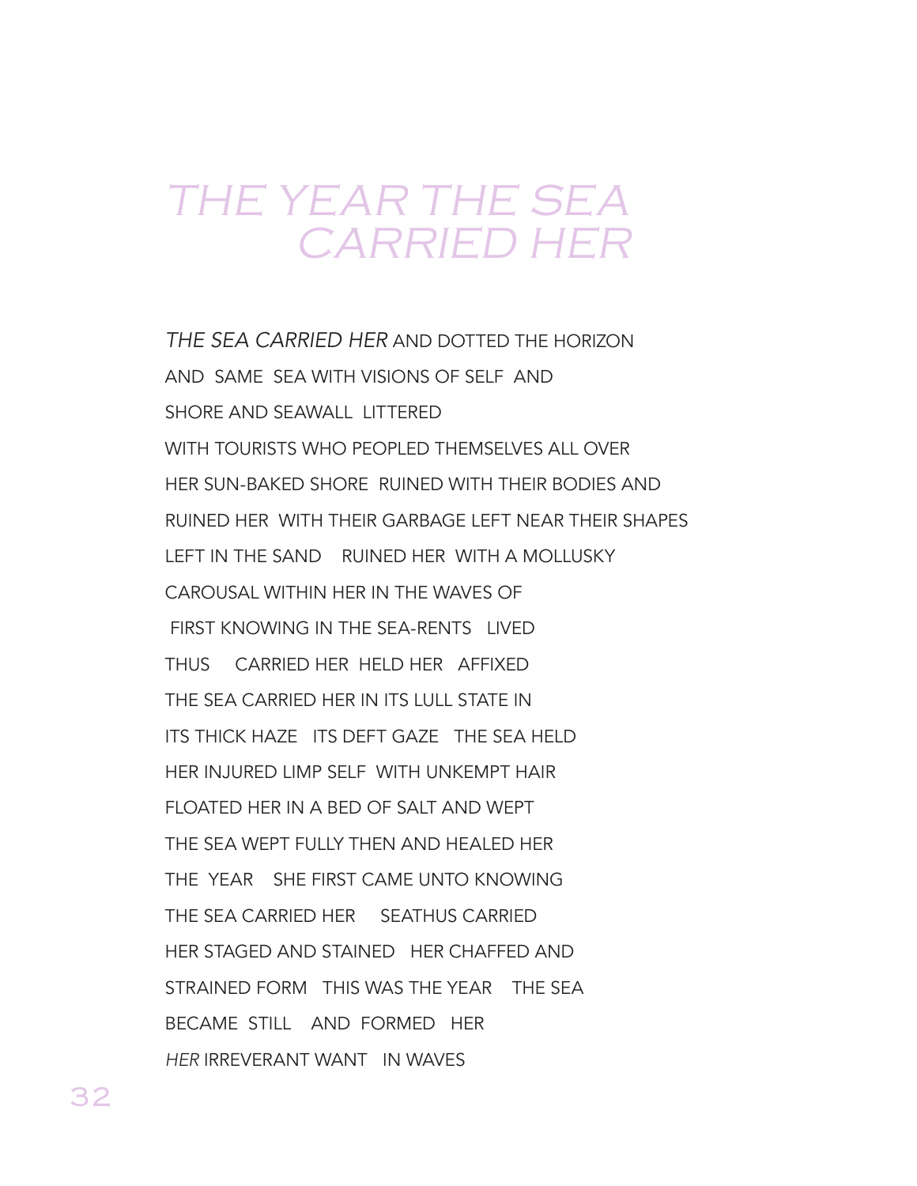# *THE YEAR THE SEA CARRIED HER*

*THE SEA CARRIED HER* AND DOTTED THE HORIZON
AND SAME SEA WITH VISIONS OF SELF AND
SHORE AND SEAWALL LITTERED
WITH TOURISTS WHO PEOPLED THEMSELVES ALL OVER
HER SUN-BAKED SHORE RUINED WITH THEIR BODIES AND
RUINED HER WITH THEIR GARBAGE LEFT NEAR THEIR SHAPES
LEFT IN THE SAND RUINED HER WITH A MOLLUSKY
CAROUSAL WITHIN HER IN THE WAVES OF
FIRST KNOWING IN THE SEA-RENTS LIVED
THUS CARRIED HER HELD HER AFFIXED
THE SEA CARRIED HER IN ITS LULL STATE IN
ITS THICK HAZE ITS DEFT GAZE THE SEA HELD
HER INJURED LIMP SELF WITH UNKEMPT HAIR
FLOATED HER IN A BED OF SALT AND WEPT
THE SEA WEPT FULLY THEN AND HEALED HER
THE YEAR SHE FIRST CAME UNTO KNOWING
THE SEA CARRIED HER SEATHUS CARRIED
HER STAGED AND STAINED HER CHAFFED AND
STRAINED FORM THIS WAS THE YEAR THE SEA
BECAME STILL AND FORMED HER
*HER* IRREVERANT WANT IN WAVES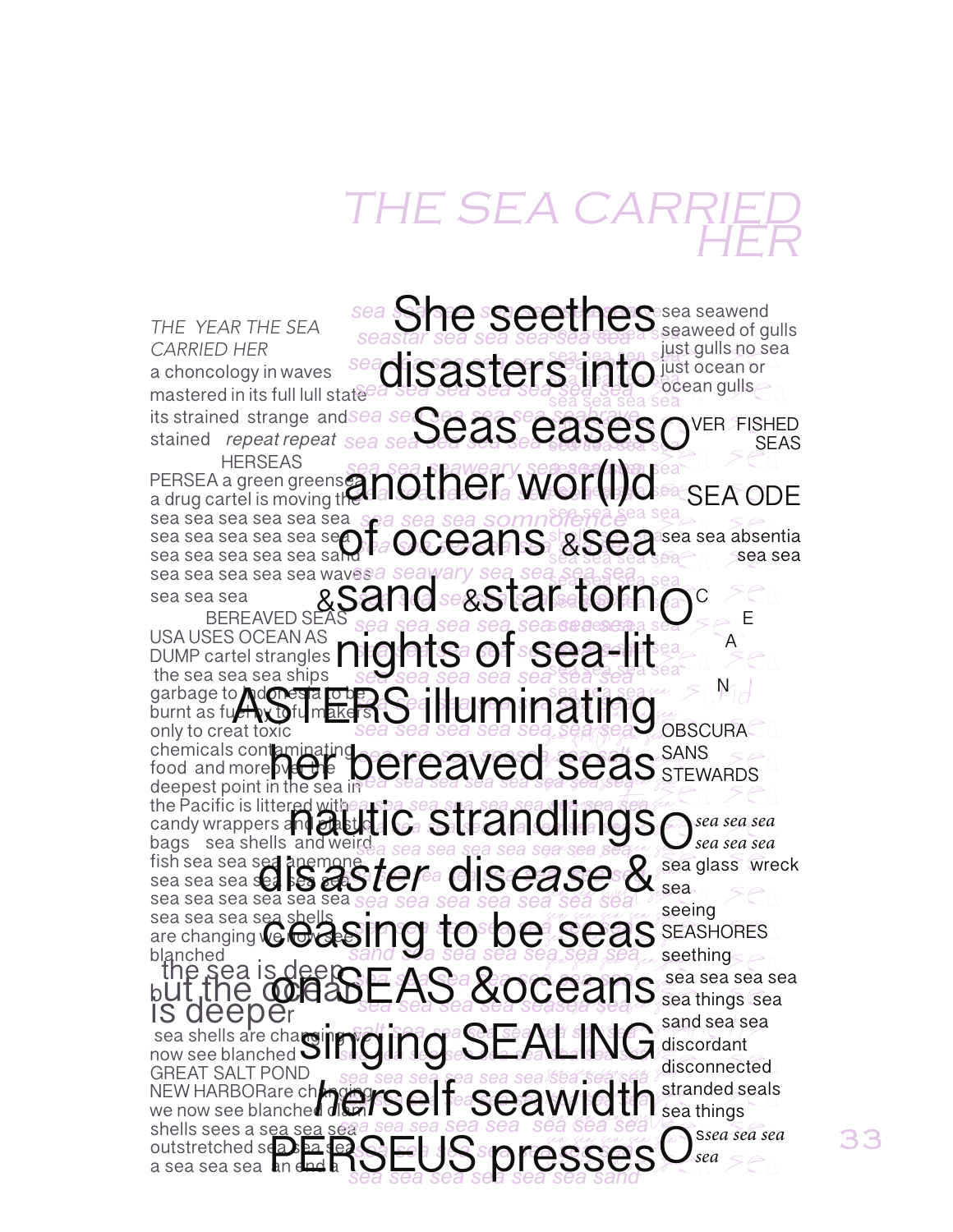# THE SEA CARRIED HER

She seethes
disasters into
Seas eases O
another wor(l)d
of oceans &sea
&sand &star torn O
nights of sea-lit
ASTERS illuminating
her bereaved seas
nautic strandlings O
dis*aster* dis*ease* &
ceasing to be seas
on SEAS &oceans
singing SEALING
*her*self seawidth
PERSEUS presses O

*THE YEAR THE SEA CARRIED HER*
a choncology in waves
mastered in its full lull state
its strained strange and
stained *repeat repeat*
HERSEAS
PERSEA a green greensea
a drug cartel is moving the
sea sea sea sea sea sea
sea sea sea sea sea sea
sea sea sea sea sea sand
sea sea sea sea sea waves
sea sea sea
BEREAVED SEAS
USA USES OCEAN AS
DUMP cartel strangles
the sea sea ships
garbage to Indonesia to be
burnt as fuel by tofu makers
only to creat toxic
chemicals contaminating
food and more over the
deepest point in the sea in
the Pacific is littered with
candy wrappers and plastic
bags sea shells and weird
fish sea sea sea anemone
sea sea sea sea sea sea
sea sea sea sea sea sea
sea sea sea sea shells
are changing we now see
blanched
the sea is deep
but the ocean
is deeper
sea shells are changing we
now see blanched
GREAT SALT POND
NEW HARBORare changing
we now see blanched clam
shells sees a sea sea sea
outstretched sea sea sea
a sea sea sea an end a

sea seawend
seaweed of gulls
just gulls no sea
just ocean or
ocean gulls
OVER FISHED SEAS
SEA ODE
sea sea absentia
sea sea
C
E
A
N
OBSCURA
SANS
STEWARDS
*sea sea sea*
*sea sea sea*
sea glass wreck
sea
seeing
SEASHORES
seething
sea sea sea sea
sea things sea
sand sea sea
discordant
disconnected
stranded seals
sea things
*ssea sea sea*
*sea*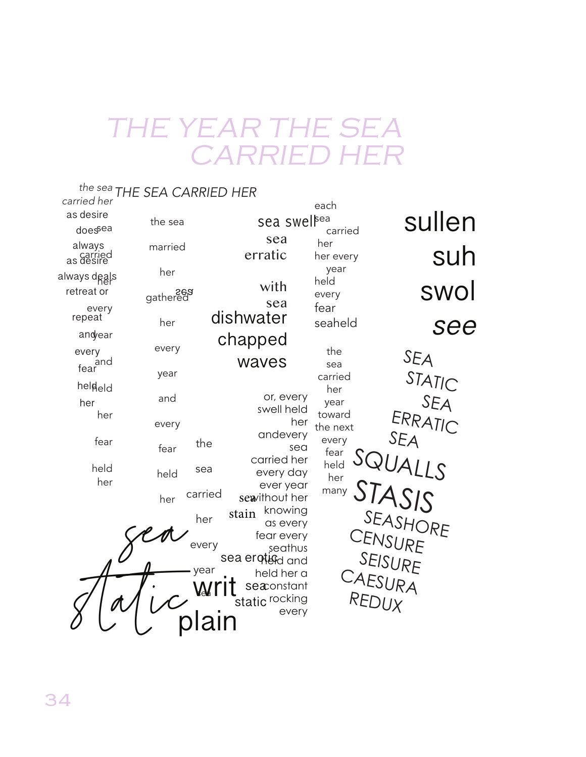# THE YEAR THE SEA CARRIED HER

*the sea carried her* THE SEA CARRIED HER

as desire
does sea
always carried
as desire
always deals her
retreat or
every
repeat
and year
every
fear and
held held
her
her
fear
held
her

the sea
married
her
gathered sea
her
every
year
and
every
fear
held
her

the
sea
carried
her
every
year
writ
sea
plain

sea swell
sea
erratic
with
sea
dishwater
chapped
waves

or, every
swell held
her
andevery
sea
carried her
every day
ever year
sea without her
stain knowing
as every
fear every
seathus
sea erotic held and
held her a
sea constant
static rocking
every

each
sea
carried
her
her every
year
held
every
fear
seaheld

the
sea
carried
her
year
toward
the next
every
fear
held
her
many

sullen
suh
swol
*see*

SEA
STATIC
SEA
ERRATIC
SEA
SQUALLS
STASIS
SEASHORE
CENSURE
SEISURE
CAESURA
REDUX

*sea static*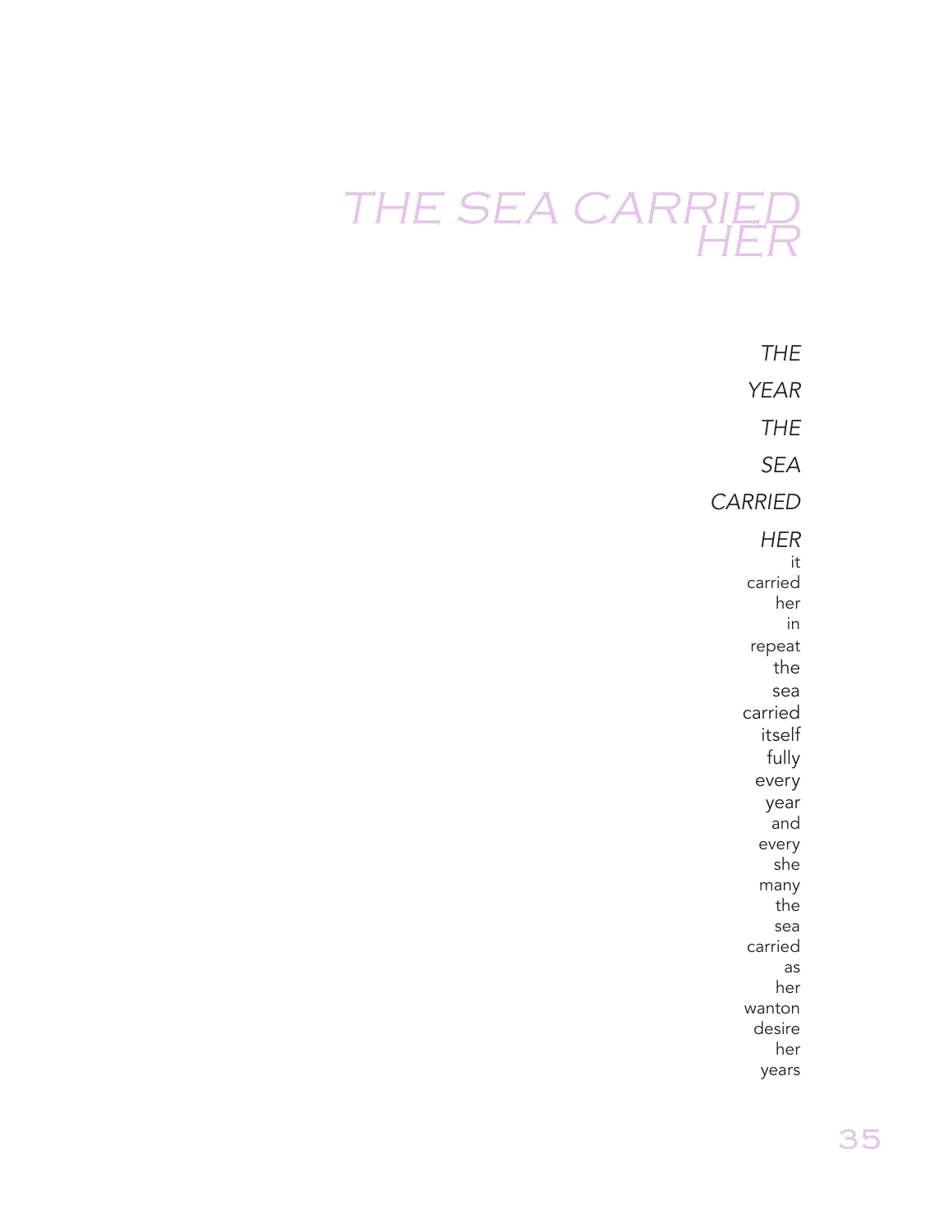# THE SEA CARRIED HER

*THE*

*YEAR*

*THE*

*SEA*

*CARRIED*

*HER*

it
carried
her
in
repeat
the
sea
carried
itself
fully
every
year
and
every
she
many
the
sea
carried
as
her
wanton
desire
her
years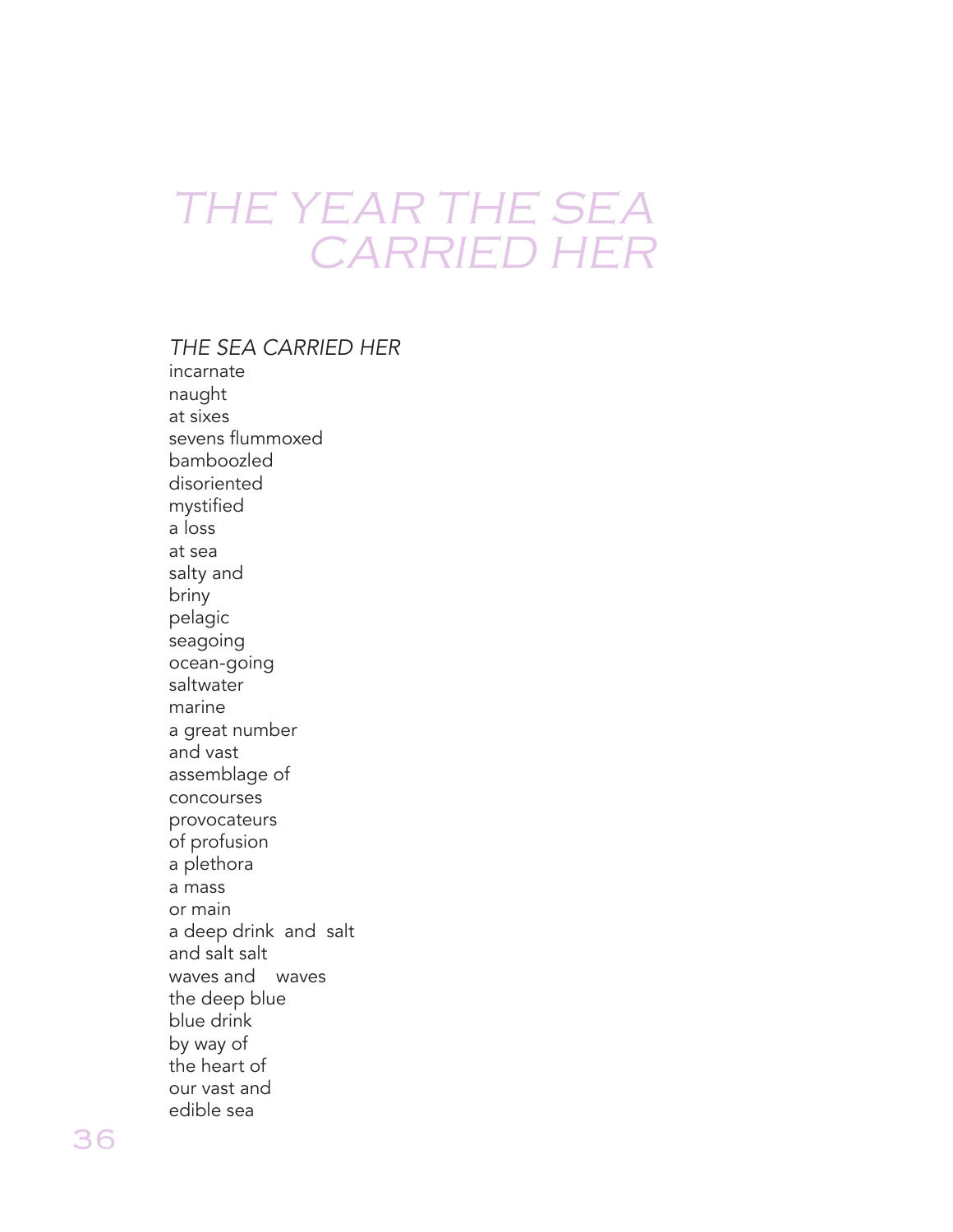# *THE YEAR THE SEA CARRIED HER*

*THE SEA CARRIED HER*
incarnate
naught
at sixes
sevens flummoxed
bamboozled
disoriented
mystified
a loss
at sea
salty and
briny
pelagic
seagoing
ocean-going
saltwater
marine
a great number
and vast
assemblage of
concourses
provocateurs
of profusion
a plethora
a mass
or main
a deep drink  and  salt
and salt salt
waves and    waves
the deep blue
blue drink
by way of
the heart of
our vast and
edible sea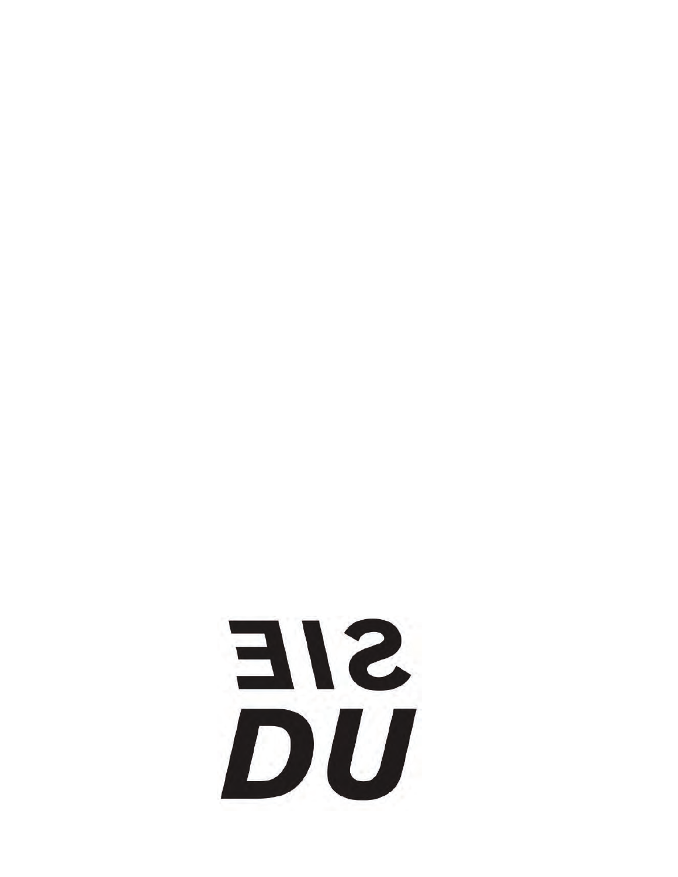SIE

DU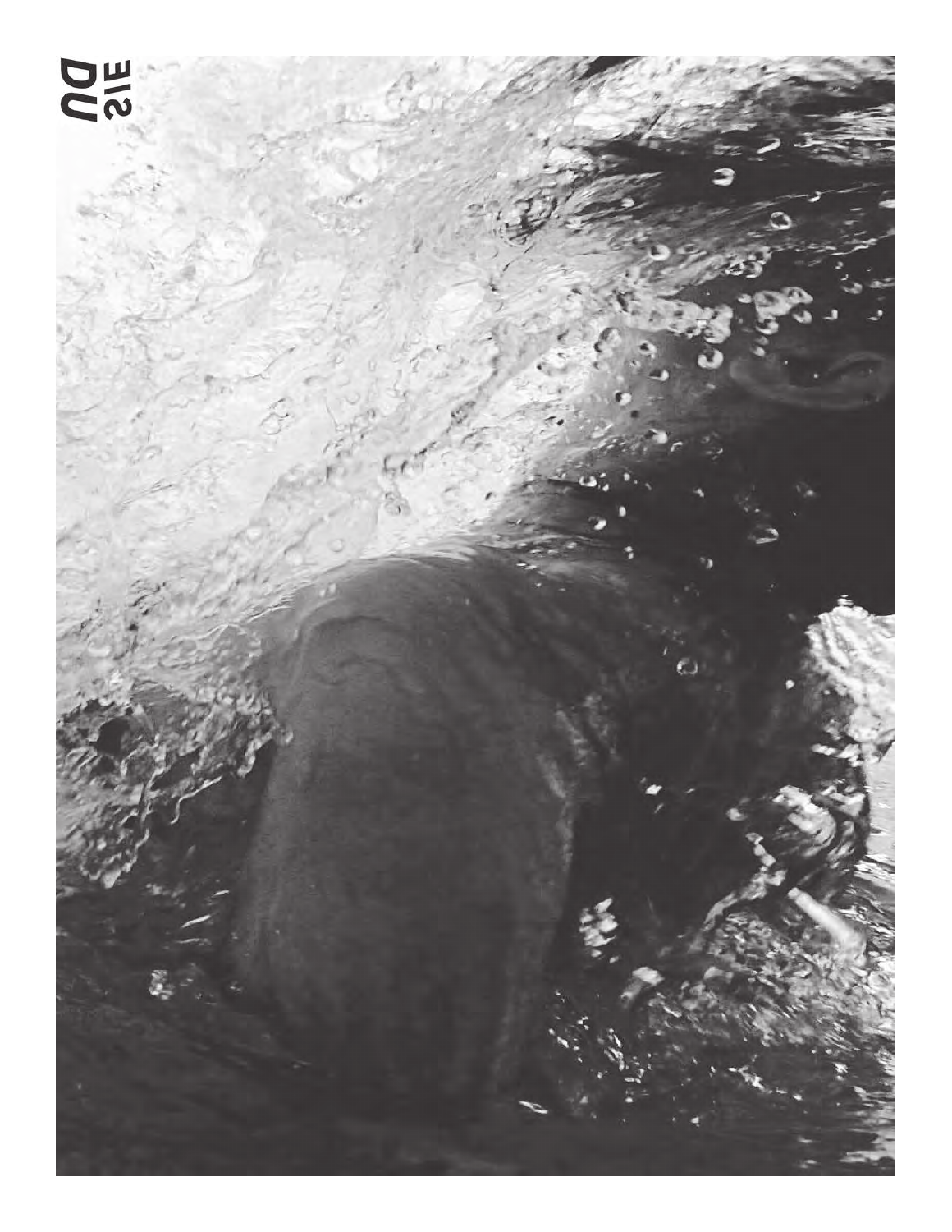DU SIE